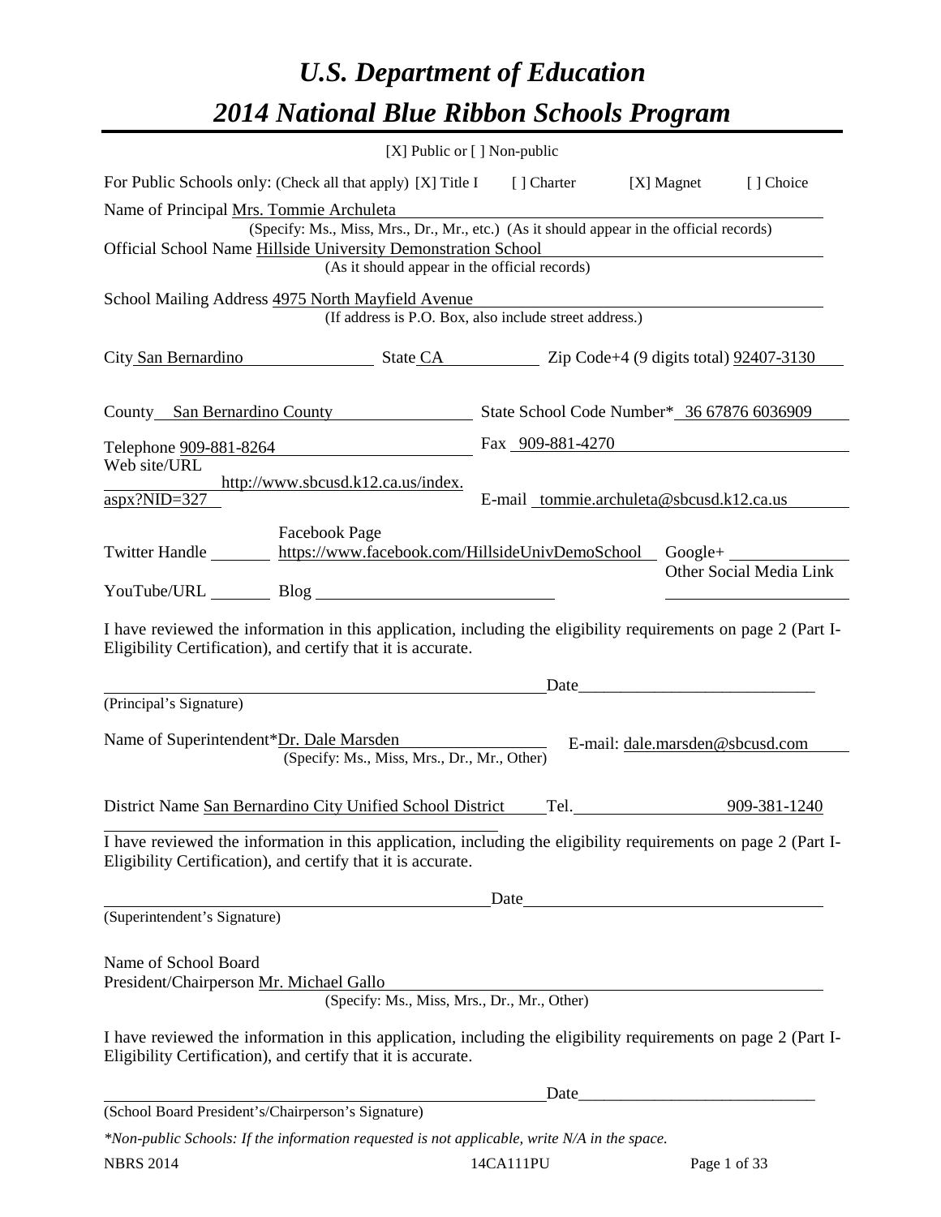# *U.S. Department of Education*

# *2014 National Blue Ribbon Schools Program*

[X] Public or [ ] Non-public

For Public Schools only: (Check all that apply) [X] Title I [ ] Charter [X] Magnet [ ] Choice

Name of Principal Mrs. Tommie Archuleta
(Specify: Ms., Miss, Mrs., Dr., Mr., etc.) (As it should appear in the official records)

Official School Name Hillside University Demonstration School
(As it should appear in the official records)

School Mailing Address 4975 North Mayfield Avenue
(If address is P.O. Box, also include street address.)

City San Bernardino State CA Zip Code+4 (9 digits total) 92407-3130

County San Bernardino County State School Code Number* 36 67876 6036909

Telephone 909-881-8264 Fax 909-881-4270

Web site/URL http://www.sbcusd.k12.ca.us/index.aspx?NID=327 E-mail tommie.archuleta@sbcusd.k12.ca.us

Twitter Handle ______ Facebook Page https://www.facebook.com/HillsideUnivDemoSchool Google+ ______

YouTube/URL ______ Blog ______ Other Social Media Link ______

I have reviewed the information in this application, including the eligibility requirements on page 2 (Part I-Eligibility Certification), and certify that it is accurate.

_________________________________ Date_________________________
(Principal's Signature)

Name of Superintendent*Dr. Dale Marsden E-mail: dale.marsden@sbcusd.com
(Specify: Ms., Miss, Mrs., Dr., Mr., Other)

District Name San Bernardino City Unified School District Tel. 909-381-1240

I have reviewed the information in this application, including the eligibility requirements on page 2 (Part I-Eligibility Certification), and certify that it is accurate.

_________________________________ Date_________________________
(Superintendent's Signature)

Name of School Board
President/Chairperson Mr. Michael Gallo
(Specify: Ms., Miss, Mrs., Dr., Mr., Other)

I have reviewed the information in this application, including the eligibility requirements on page 2 (Part I-Eligibility Certification), and certify that it is accurate.

_________________________________ Date_________________________
(School Board President's/Chairperson's Signature)

*\*Non-public Schools: If the information requested is not applicable, write N/A in the space.*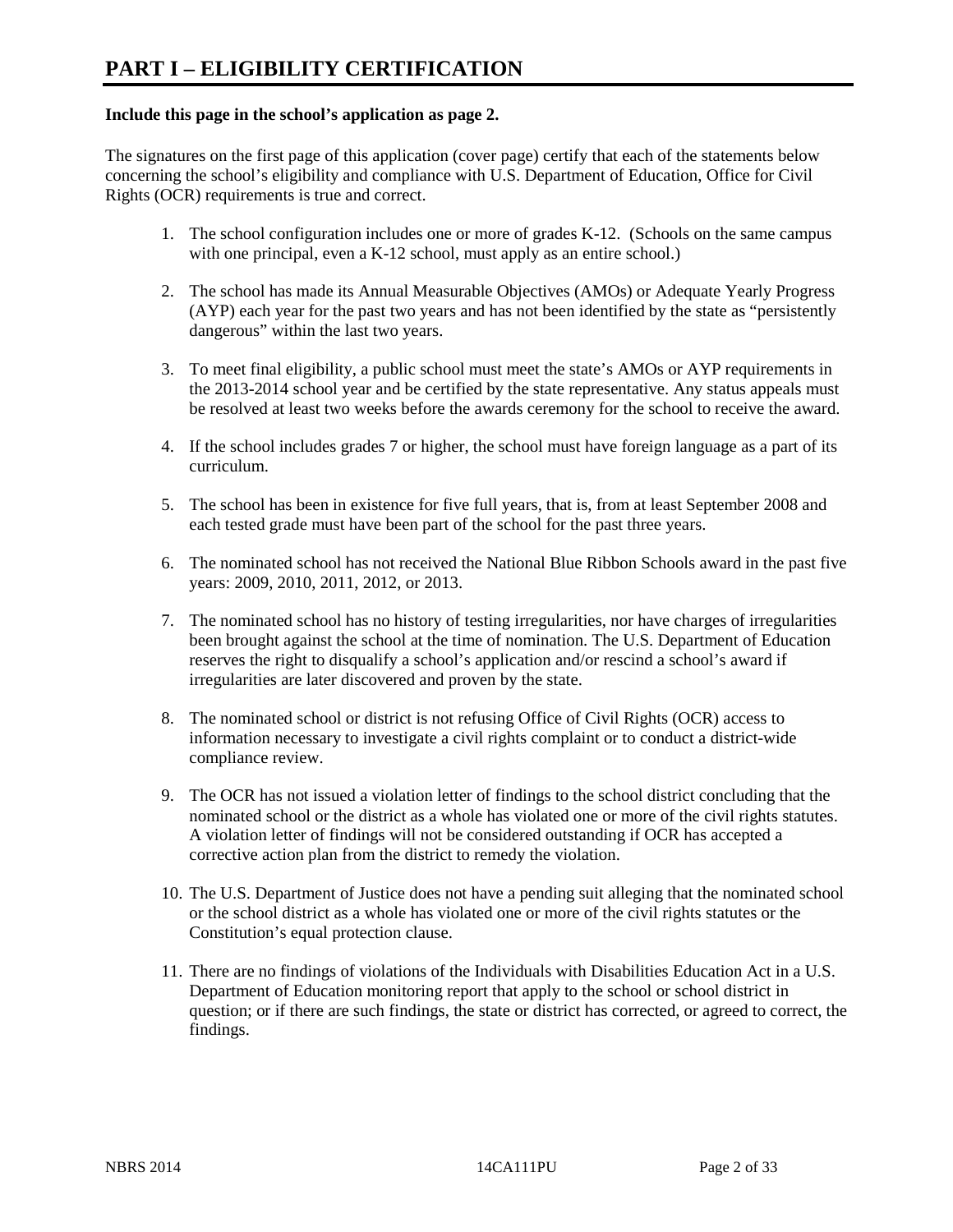# PART I – ELIGIBILITY CERTIFICATION

**Include this page in the school's application as page 2.**

The signatures on the first page of this application (cover page) certify that each of the statements below concerning the school's eligibility and compliance with U.S. Department of Education, Office for Civil Rights (OCR) requirements is true and correct.

1. The school configuration includes one or more of grades K-12. (Schools on the same campus with one principal, even a K-12 school, must apply as an entire school.)

2. The school has made its Annual Measurable Objectives (AMOs) or Adequate Yearly Progress (AYP) each year for the past two years and has not been identified by the state as "persistently dangerous" within the last two years.

3. To meet final eligibility, a public school must meet the state's AMOs or AYP requirements in the 2013-2014 school year and be certified by the state representative. Any status appeals must be resolved at least two weeks before the awards ceremony for the school to receive the award.

4. If the school includes grades 7 or higher, the school must have foreign language as a part of its curriculum.

5. The school has been in existence for five full years, that is, from at least September 2008 and each tested grade must have been part of the school for the past three years.

6. The nominated school has not received the National Blue Ribbon Schools award in the past five years: 2009, 2010, 2011, 2012, or 2013.

7. The nominated school has no history of testing irregularities, nor have charges of irregularities been brought against the school at the time of nomination. The U.S. Department of Education reserves the right to disqualify a school's application and/or rescind a school's award if irregularities are later discovered and proven by the state.

8. The nominated school or district is not refusing Office of Civil Rights (OCR) access to information necessary to investigate a civil rights complaint or to conduct a district-wide compliance review.

9. The OCR has not issued a violation letter of findings to the school district concluding that the nominated school or the district as a whole has violated one or more of the civil rights statutes. A violation letter of findings will not be considered outstanding if OCR has accepted a corrective action plan from the district to remedy the violation.

10. The U.S. Department of Justice does not have a pending suit alleging that the nominated school or the school district as a whole has violated one or more of the civil rights statutes or the Constitution's equal protection clause.

11. There are no findings of violations of the Individuals with Disabilities Education Act in a U.S. Department of Education monitoring report that apply to the school or school district in question; or if there are such findings, the state or district has corrected, or agreed to correct, the findings.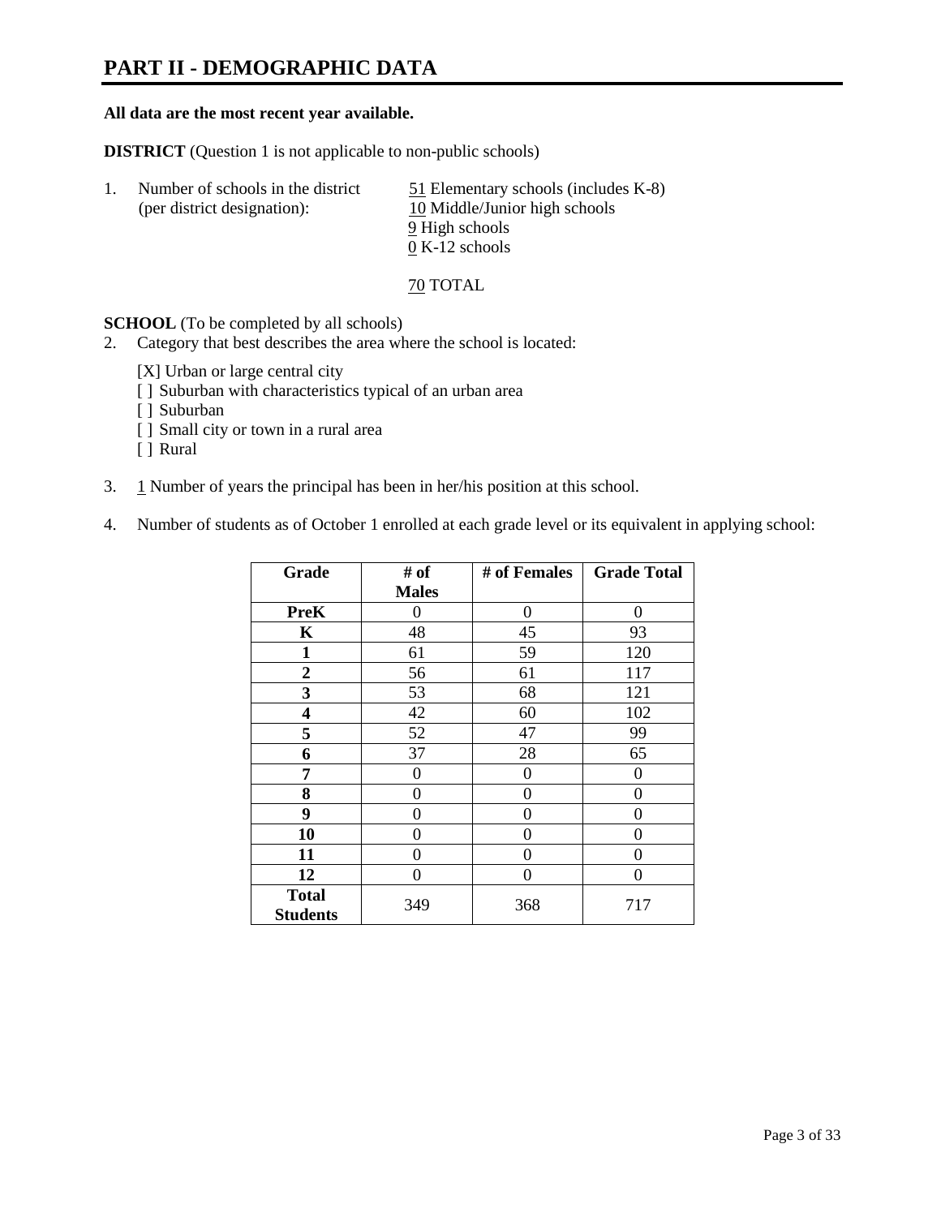# PART II - DEMOGRAPHIC DATA

**All data are the most recent year available.**

**DISTRICT** (Question 1 is not applicable to non-public schools)

1. Number of schools in the district (per district designation):
   51 Elementary schools (includes K-8)
   10 Middle/Junior high schools
   9 High schools
   0 K-12 schools

   70 TOTAL

**SCHOOL** (To be completed by all schools)

2. Category that best describes the area where the school is located:

   [X] Urban or large central city
   [ ] Suburban with characteristics typical of an urban area
   [ ] Suburban
   [ ] Small city or town in a rural area
   [ ] Rural

3. 1 Number of years the principal has been in her/his position at this school.

4. Number of students as of October 1 enrolled at each grade level or its equivalent in applying school:

| Grade | # of Males | # of Females | Grade Total |
|---|---|---|---|
| **PreK** | 0 | 0 | 0 |
| **K** | 48 | 45 | 93 |
| **1** | 61 | 59 | 120 |
| **2** | 56 | 61 | 117 |
| **3** | 53 | 68 | 121 |
| **4** | 42 | 60 | 102 |
| **5** | 52 | 47 | 99 |
| **6** | 37 | 28 | 65 |
| **7** | 0 | 0 | 0 |
| **8** | 0 | 0 | 0 |
| **9** | 0 | 0 | 0 |
| **10** | 0 | 0 | 0 |
| **11** | 0 | 0 | 0 |
| **12** | 0 | 0 | 0 |
| **Total Students** | 349 | 368 | 717 |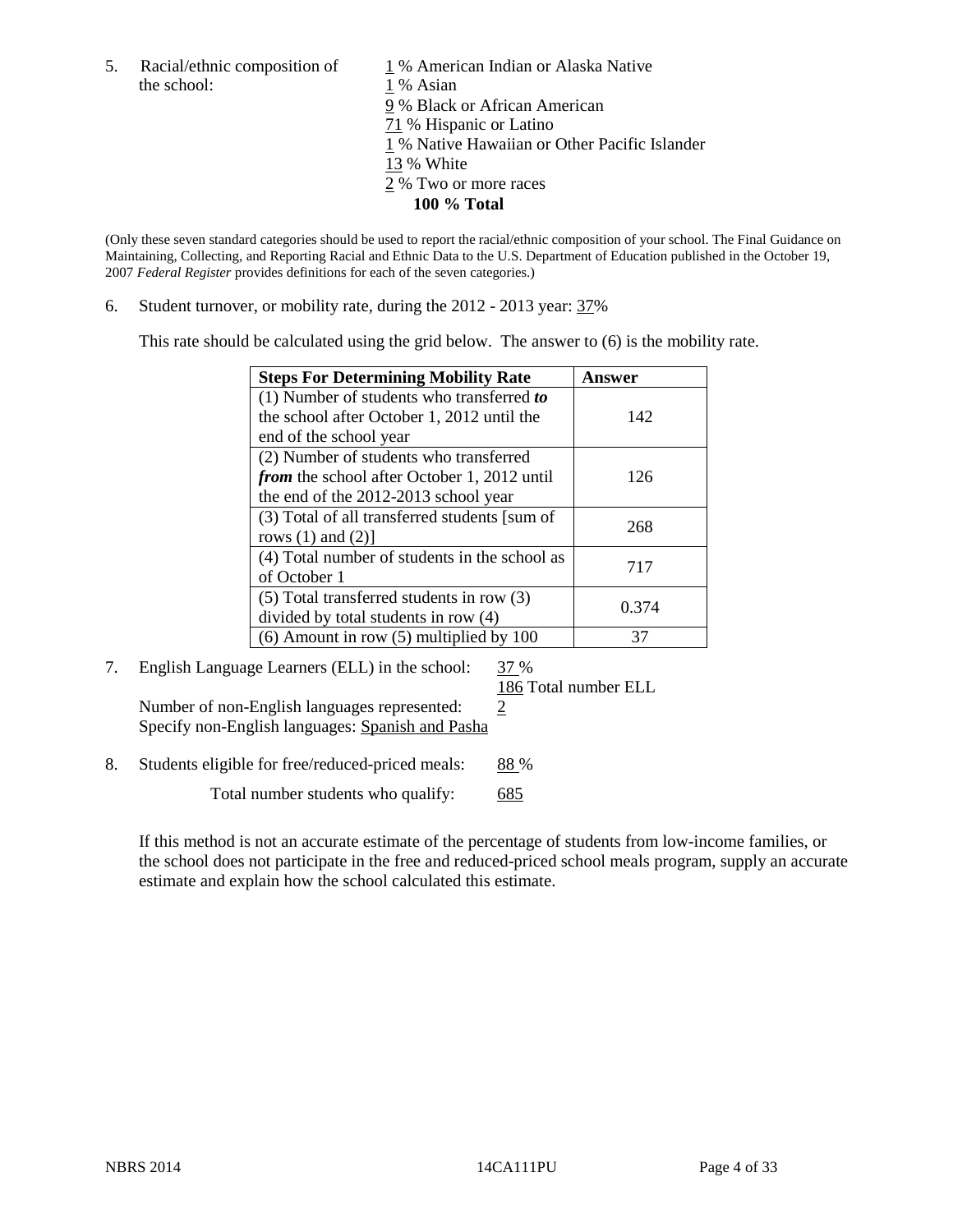5. Racial/ethnic composition of the school:

1 % American Indian or Alaska Native
1 % Asian
9 % Black or African American
71 % Hispanic or Latino
1 % Native Hawaiian or Other Pacific Islander
13 % White
2 % Two or more races
**100 % Total**

(Only these seven standard categories should be used to report the racial/ethnic composition of your school. The Final Guidance on Maintaining, Collecting, and Reporting Racial and Ethnic Data to the U.S. Department of Education published in the October 19, 2007 *Federal Register* provides definitions for each of the seven categories.)

6. Student turnover, or mobility rate, during the 2012 - 2013 year: 37%

This rate should be calculated using the grid below. The answer to (6) is the mobility rate.

| **Steps For Determining Mobility Rate** | **Answer** |
|---|---|
| (1) Number of students who transferred ***to*** the school after October 1, 2012 until the end of the school year | 142 |
| (2) Number of students who transferred ***from*** the school after October 1, 2012 until the end of the 2012-2013 school year | 126 |
| (3) Total of all transferred students [sum of rows (1) and (2)] | 268 |
| (4) Total number of students in the school as of October 1 | 717 |
| (5) Total transferred students in row (3) divided by total students in row (4) | 0.374 |
| (6) Amount in row (5) multiplied by 100 | 37 |

7. English Language Learners (ELL) in the school: 37 %
186 Total number ELL
Number of non-English languages represented: 2
Specify non-English languages: Spanish and Pasha

8. Students eligible for free/reduced-priced meals: 88 %
Total number students who qualify: 685

If this method is not an accurate estimate of the percentage of students from low-income families, or the school does not participate in the free and reduced-priced school meals program, supply an accurate estimate and explain how the school calculated this estimate.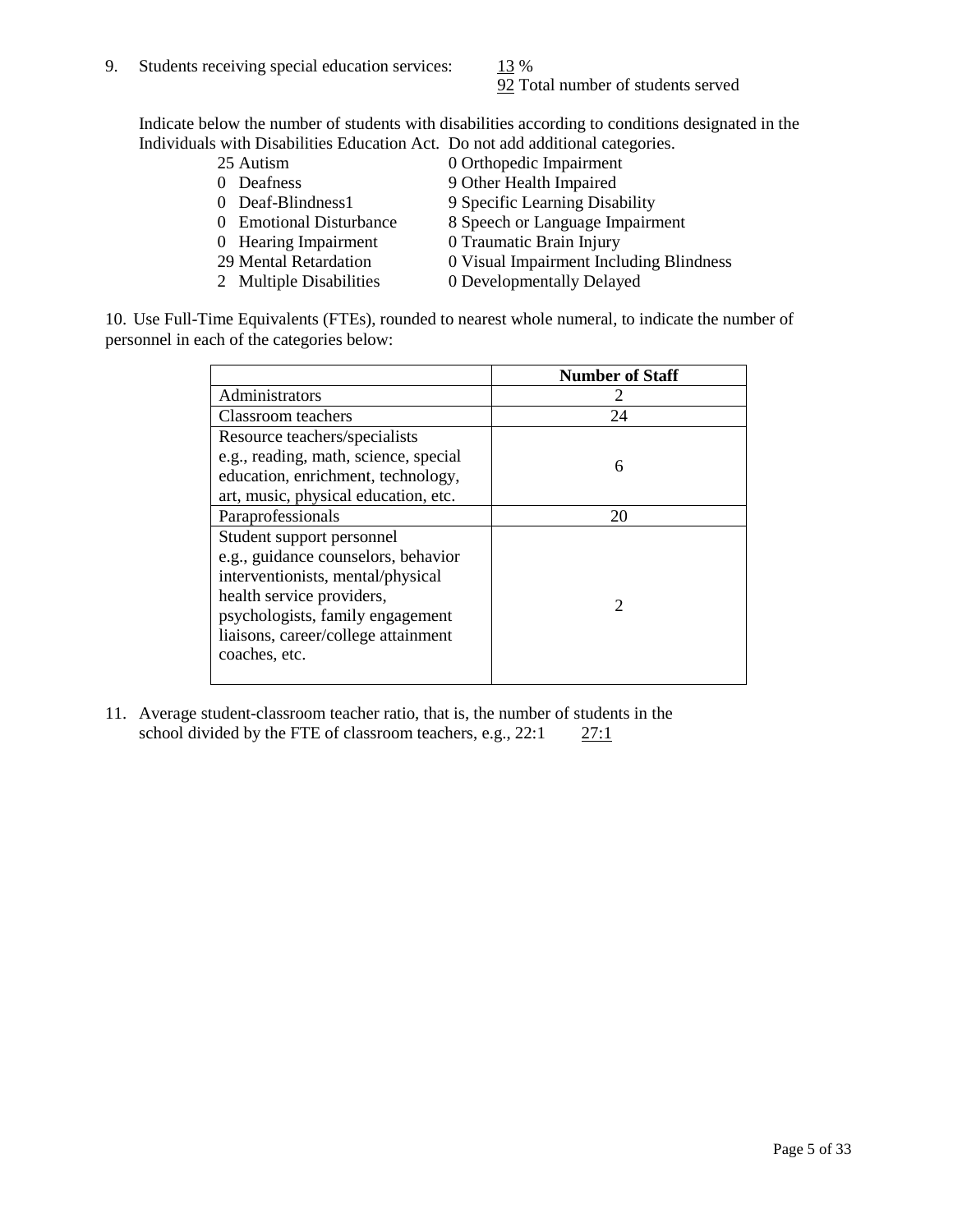9. Students receiving special education services: 13 %
   92 Total number of students served

   Indicate below the number of students with disabilities according to conditions designated in the Individuals with Disabilities Education Act. Do not add additional categories.

   25 Autism
   0 Deafness
   0 Deaf-Blindness1
   0 Emotional Disturbance
   0 Hearing Impairment
   29 Mental Retardation
   2 Multiple Disabilities
   0 Orthopedic Impairment
   9 Other Health Impaired
   9 Specific Learning Disability
   8 Speech or Language Impairment
   0 Traumatic Brain Injury
   0 Visual Impairment Including Blindness
   0 Developmentally Delayed

10. Use Full-Time Equivalents (FTEs), rounded to nearest whole numeral, to indicate the number of personnel in each of the categories below:

| | Number of Staff |
|---|---|
| Administrators | 2 |
| Classroom teachers | 24 |
| Resource teachers/specialists e.g., reading, math, science, special education, enrichment, technology, art, music, physical education, etc. | 6 |
| Paraprofessionals | 20 |
| Student support personnel e.g., guidance counselors, behavior interventionists, mental/physical health service providers, psychologists, family engagement liaisons, career/college attainment coaches, etc. | 2 |

11. Average student-classroom teacher ratio, that is, the number of students in the school divided by the FTE of classroom teachers, e.g., 22:1 27:1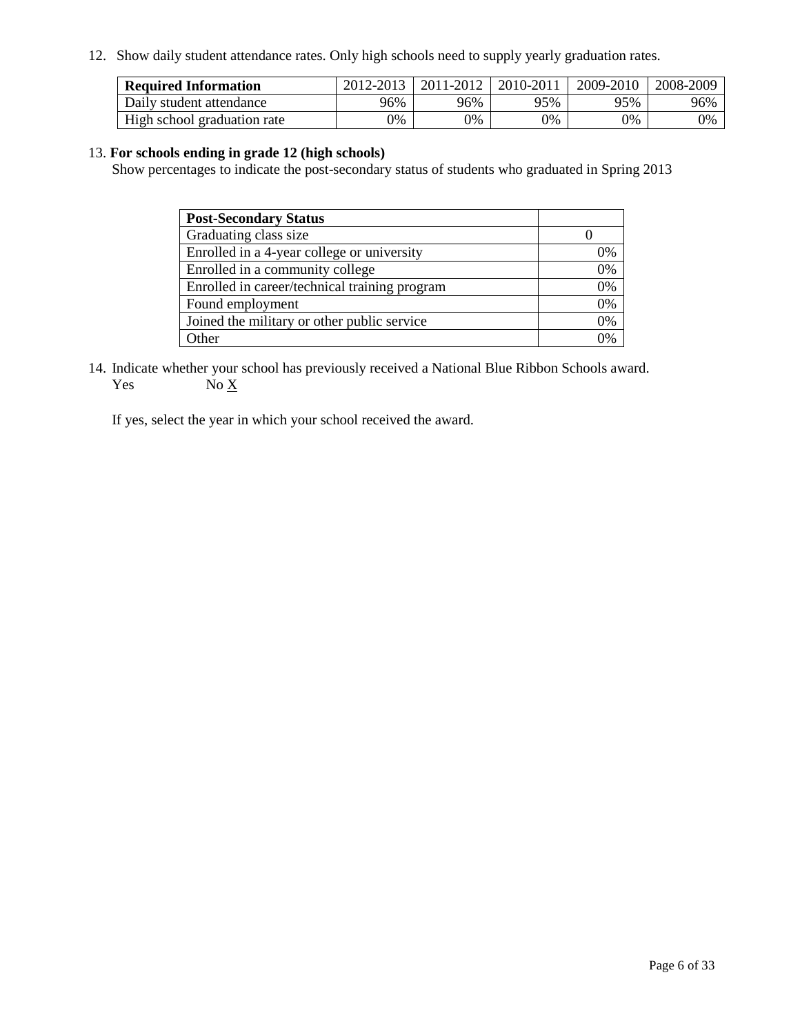12. Show daily student attendance rates. Only high schools need to supply yearly graduation rates.

| **Required Information** | 2012-2013 | 2011-2012 | 2010-2011 | 2009-2010 | 2008-2009 |
|---|---|---|---|---|---|
| Daily student attendance | 96% | 96% | 95% | 95% | 96% |
| High school graduation rate | 0% | 0% | 0% | 0% | 0% |

13. **For schools ending in grade 12 (high schools)**
Show percentages to indicate the post-secondary status of students who graduated in Spring 2013

| **Post-Secondary Status** | |
|---|---|
| Graduating class size | 0 |
| Enrolled in a 4-year college or university | 0% |
| Enrolled in a community college | 0% |
| Enrolled in career/technical training program | 0% |
| Found employment | 0% |
| Joined the military or other public service | 0% |
| Other | 0% |

14. Indicate whether your school has previously received a National Blue Ribbon Schools award.
Yes No X

If yes, select the year in which your school received the award.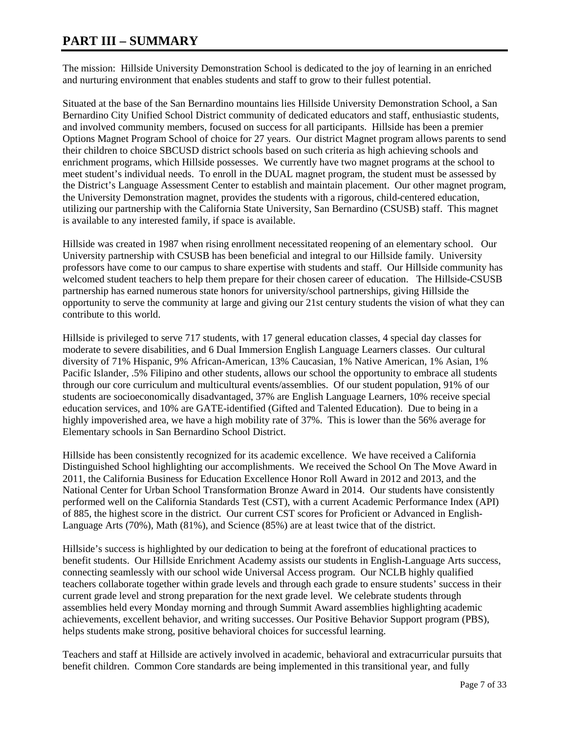# PART III – SUMMARY

The mission: Hillside University Demonstration School is dedicated to the joy of learning in an enriched and nurturing environment that enables students and staff to grow to their fullest potential.

Situated at the base of the San Bernardino mountains lies Hillside University Demonstration School, a San Bernardino City Unified School District community of dedicated educators and staff, enthusiastic students, and involved community members, focused on success for all participants. Hillside has been a premier Options Magnet Program School of choice for 27 years. Our district Magnet program allows parents to send their children to choice SBCUSD district schools based on such criteria as high achieving schools and enrichment programs, which Hillside possesses. We currently have two magnet programs at the school to meet student's individual needs. To enroll in the DUAL magnet program, the student must be assessed by the District's Language Assessment Center to establish and maintain placement. Our other magnet program, the University Demonstration magnet, provides the students with a rigorous, child-centered education, utilizing our partnership with the California State University, San Bernardino (CSUSB) staff. This magnet is available to any interested family, if space is available.

Hillside was created in 1987 when rising enrollment necessitated reopening of an elementary school. Our University partnership with CSUSB has been beneficial and integral to our Hillside family. University professors have come to our campus to share expertise with students and staff. Our Hillside community has welcomed student teachers to help them prepare for their chosen career of education. The Hillside-CSUSB partnership has earned numerous state honors for university/school partnerships, giving Hillside the opportunity to serve the community at large and giving our 21st century students the vision of what they can contribute to this world.

Hillside is privileged to serve 717 students, with 17 general education classes, 4 special day classes for moderate to severe disabilities, and 6 Dual Immersion English Language Learners classes. Our cultural diversity of 71% Hispanic, 9% African-American, 13% Caucasian, 1% Native American, 1% Asian, 1% Pacific Islander, .5% Filipino and other students, allows our school the opportunity to embrace all students through our core curriculum and multicultural events/assemblies. Of our student population, 91% of our students are socioeconomically disadvantaged, 37% are English Language Learners, 10% receive special education services, and 10% are GATE-identified (Gifted and Talented Education). Due to being in a highly impoverished area, we have a high mobility rate of 37%. This is lower than the 56% average for Elementary schools in San Bernardino School District.

Hillside has been consistently recognized for its academic excellence. We have received a California Distinguished School highlighting our accomplishments. We received the School On The Move Award in 2011, the California Business for Education Excellence Honor Roll Award in 2012 and 2013, and the National Center for Urban School Transformation Bronze Award in 2014. Our students have consistently performed well on the California Standards Test (CST), with a current Academic Performance Index (API) of 885, the highest score in the district. Our current CST scores for Proficient or Advanced in English-Language Arts (70%), Math (81%), and Science (85%) are at least twice that of the district.

Hillside's success is highlighted by our dedication to being at the forefront of educational practices to benefit students. Our Hillside Enrichment Academy assists our students in English-Language Arts success, connecting seamlessly with our school wide Universal Access program. Our NCLB highly qualified teachers collaborate together within grade levels and through each grade to ensure students' success in their current grade level and strong preparation for the next grade level. We celebrate students through assemblies held every Monday morning and through Summit Award assemblies highlighting academic achievements, excellent behavior, and writing successes. Our Positive Behavior Support program (PBS), helps students make strong, positive behavioral choices for successful learning.

Teachers and staff at Hillside are actively involved in academic, behavioral and extracurricular pursuits that benefit children. Common Core standards are being implemented in this transitional year, and fully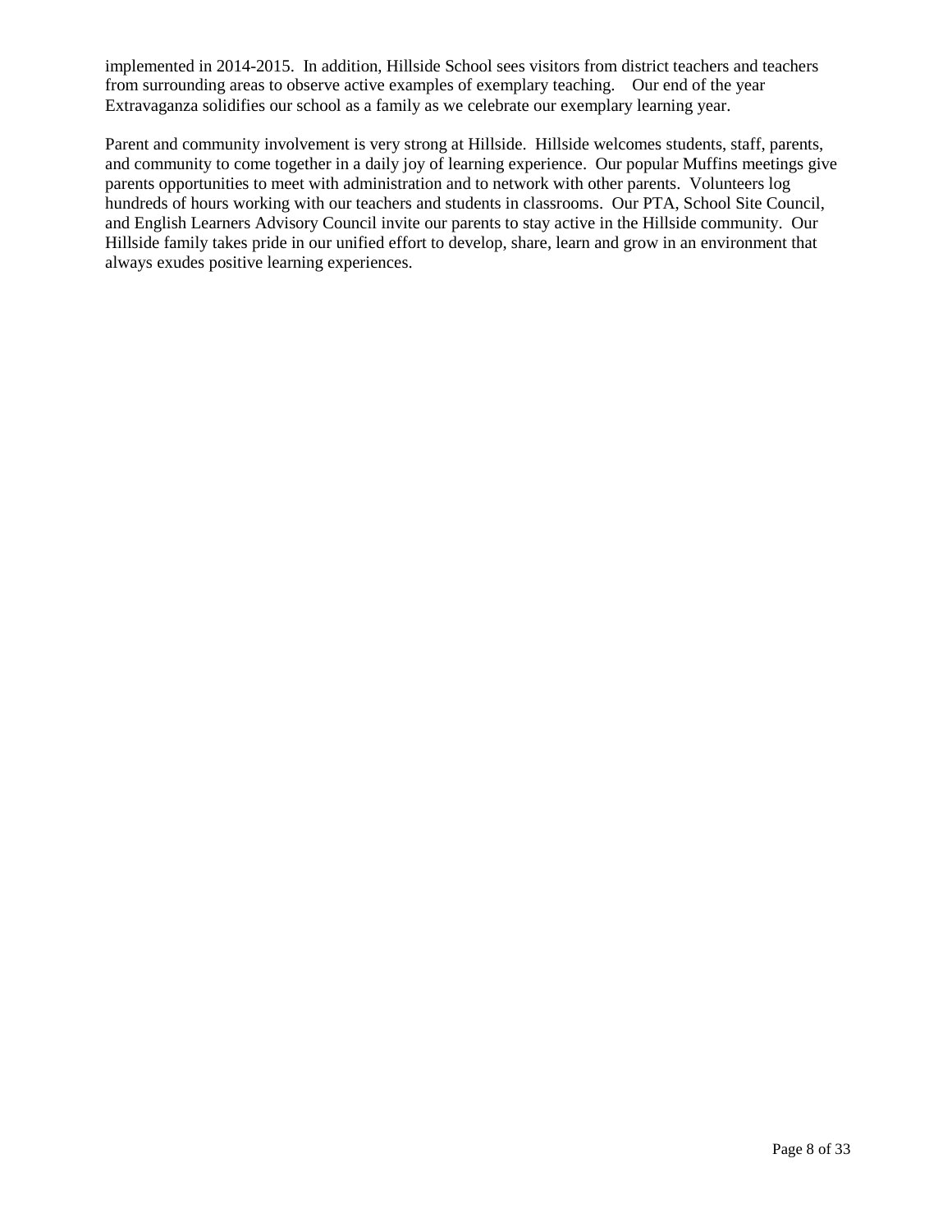implemented in 2014-2015. In addition, Hillside School sees visitors from district teachers and teachers from surrounding areas to observe active examples of exemplary teaching. Our end of the year Extravaganza solidifies our school as a family as we celebrate our exemplary learning year.

Parent and community involvement is very strong at Hillside. Hillside welcomes students, staff, parents, and community to come together in a daily joy of learning experience. Our popular Muffins meetings give parents opportunities to meet with administration and to network with other parents. Volunteers log hundreds of hours working with our teachers and students in classrooms. Our PTA, School Site Council, and English Learners Advisory Council invite our parents to stay active in the Hillside community. Our Hillside family takes pride in our unified effort to develop, share, learn and grow in an environment that always exudes positive learning experiences.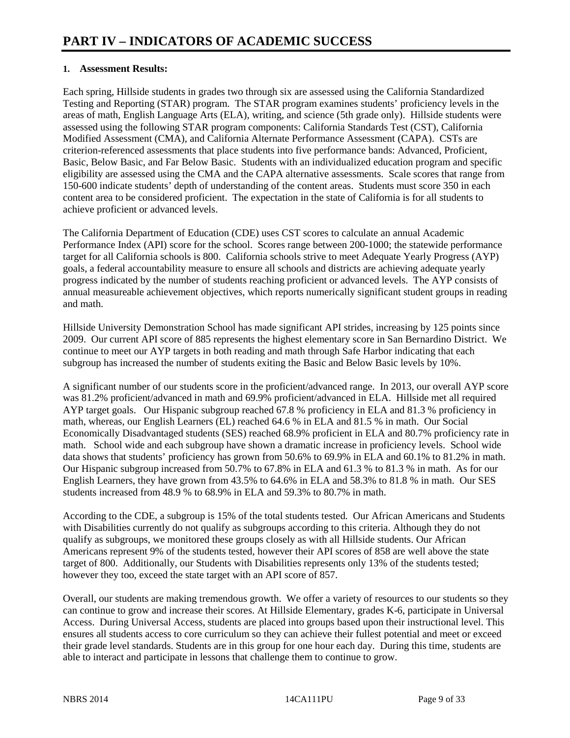# PART IV – INDICATORS OF ACADEMIC SUCCESS

**1. Assessment Results:**

Each spring, Hillside students in grades two through six are assessed using the California Standardized Testing and Reporting (STAR) program. The STAR program examines students' proficiency levels in the areas of math, English Language Arts (ELA), writing, and science (5th grade only). Hillside students were assessed using the following STAR program components: California Standards Test (CST), California Modified Assessment (CMA), and California Alternate Performance Assessment (CAPA). CSTs are criterion-referenced assessments that place students into five performance bands: Advanced, Proficient, Basic, Below Basic, and Far Below Basic. Students with an individualized education program and specific eligibility are assessed using the CMA and the CAPA alternative assessments. Scale scores that range from 150-600 indicate students' depth of understanding of the content areas. Students must score 350 in each content area to be considered proficient. The expectation in the state of California is for all students to achieve proficient or advanced levels.

The California Department of Education (CDE) uses CST scores to calculate an annual Academic Performance Index (API) score for the school. Scores range between 200-1000; the statewide performance target for all California schools is 800. California schools strive to meet Adequate Yearly Progress (AYP) goals, a federal accountability measure to ensure all schools and districts are achieving adequate yearly progress indicated by the number of students reaching proficient or advanced levels. The AYP consists of annual measureable achievement objectives, which reports numerically significant student groups in reading and math.

Hillside University Demonstration School has made significant API strides, increasing by 125 points since 2009. Our current API score of 885 represents the highest elementary score in San Bernardino District. We continue to meet our AYP targets in both reading and math through Safe Harbor indicating that each subgroup has increased the number of students exiting the Basic and Below Basic levels by 10%.

A significant number of our students score in the proficient/advanced range. In 2013, our overall AYP score was 81.2% proficient/advanced in math and 69.9% proficient/advanced in ELA. Hillside met all required AYP target goals. Our Hispanic subgroup reached 67.8 % proficiency in ELA and 81.3 % proficiency in math, whereas, our English Learners (EL) reached 64.6 % in ELA and 81.5 % in math. Our Social Economically Disadvantaged students (SES) reached 68.9% proficient in ELA and 80.7% proficiency rate in math. School wide and each subgroup have shown a dramatic increase in proficiency levels. School wide data shows that students' proficiency has grown from 50.6% to 69.9% in ELA and 60.1% to 81.2% in math. Our Hispanic subgroup increased from 50.7% to 67.8% in ELA and 61.3 % to 81.3 % in math. As for our English Learners, they have grown from 43.5% to 64.6% in ELA and 58.3% to 81.8 % in math. Our SES students increased from 48.9 % to 68.9% in ELA and 59.3% to 80.7% in math.

According to the CDE, a subgroup is 15% of the total students tested. Our African Americans and Students with Disabilities currently do not qualify as subgroups according to this criteria. Although they do not qualify as subgroups, we monitored these groups closely as with all Hillside students. Our African Americans represent 9% of the students tested, however their API scores of 858 are well above the state target of 800. Additionally, our Students with Disabilities represents only 13% of the students tested; however they too, exceed the state target with an API score of 857.

Overall, our students are making tremendous growth. We offer a variety of resources to our students so they can continue to grow and increase their scores. At Hillside Elementary, grades K-6, participate in Universal Access. During Universal Access, students are placed into groups based upon their instructional level. This ensures all students access to core curriculum so they can achieve their fullest potential and meet or exceed their grade level standards. Students are in this group for one hour each day. During this time, students are able to interact and participate in lessons that challenge them to continue to grow.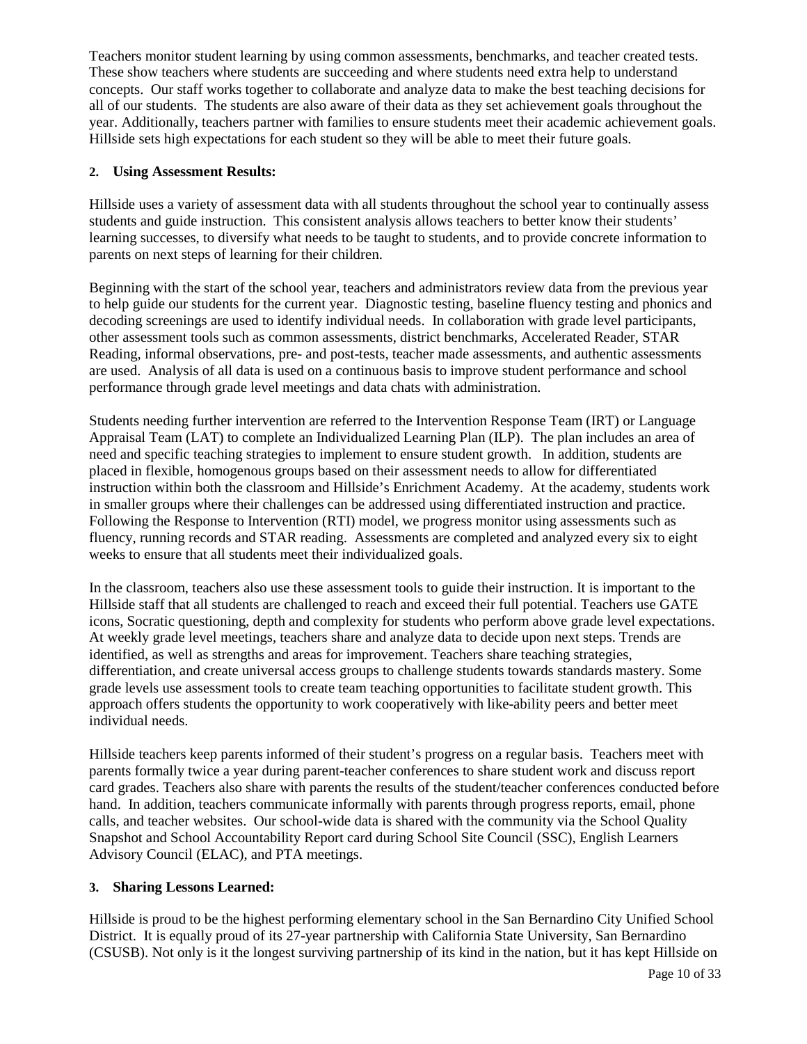Teachers monitor student learning by using common assessments, benchmarks, and teacher created tests. These show teachers where students are succeeding and where students need extra help to understand concepts. Our staff works together to collaborate and analyze data to make the best teaching decisions for all of our students. The students are also aware of their data as they set achievement goals throughout the year. Additionally, teachers partner with families to ensure students meet their academic achievement goals. Hillside sets high expectations for each student so they will be able to meet their future goals.

**2. Using Assessment Results:**

Hillside uses a variety of assessment data with all students throughout the school year to continually assess students and guide instruction. This consistent analysis allows teachers to better know their students' learning successes, to diversify what needs to be taught to students, and to provide concrete information to parents on next steps of learning for their children.

Beginning with the start of the school year, teachers and administrators review data from the previous year to help guide our students for the current year. Diagnostic testing, baseline fluency testing and phonics and decoding screenings are used to identify individual needs. In collaboration with grade level participants, other assessment tools such as common assessments, district benchmarks, Accelerated Reader, STAR Reading, informal observations, pre- and post-tests, teacher made assessments, and authentic assessments are used. Analysis of all data is used on a continuous basis to improve student performance and school performance through grade level meetings and data chats with administration.

Students needing further intervention are referred to the Intervention Response Team (IRT) or Language Appraisal Team (LAT) to complete an Individualized Learning Plan (ILP). The plan includes an area of need and specific teaching strategies to implement to ensure student growth. In addition, students are placed in flexible, homogenous groups based on their assessment needs to allow for differentiated instruction within both the classroom and Hillside's Enrichment Academy. At the academy, students work in smaller groups where their challenges can be addressed using differentiated instruction and practice. Following the Response to Intervention (RTI) model, we progress monitor using assessments such as fluency, running records and STAR reading. Assessments are completed and analyzed every six to eight weeks to ensure that all students meet their individualized goals.

In the classroom, teachers also use these assessment tools to guide their instruction. It is important to the Hillside staff that all students are challenged to reach and exceed their full potential. Teachers use GATE icons, Socratic questioning, depth and complexity for students who perform above grade level expectations. At weekly grade level meetings, teachers share and analyze data to decide upon next steps. Trends are identified, as well as strengths and areas for improvement. Teachers share teaching strategies, differentiation, and create universal access groups to challenge students towards standards mastery. Some grade levels use assessment tools to create team teaching opportunities to facilitate student growth. This approach offers students the opportunity to work cooperatively with like-ability peers and better meet individual needs.

Hillside teachers keep parents informed of their student's progress on a regular basis. Teachers meet with parents formally twice a year during parent-teacher conferences to share student work and discuss report card grades. Teachers also share with parents the results of the student/teacher conferences conducted before hand. In addition, teachers communicate informally with parents through progress reports, email, phone calls, and teacher websites. Our school-wide data is shared with the community via the School Quality Snapshot and School Accountability Report card during School Site Council (SSC), English Learners Advisory Council (ELAC), and PTA meetings.

**3. Sharing Lessons Learned:**

Hillside is proud to be the highest performing elementary school in the San Bernardino City Unified School District. It is equally proud of its 27-year partnership with California State University, San Bernardino (CSUSB). Not only is it the longest surviving partnership of its kind in the nation, but it has kept Hillside on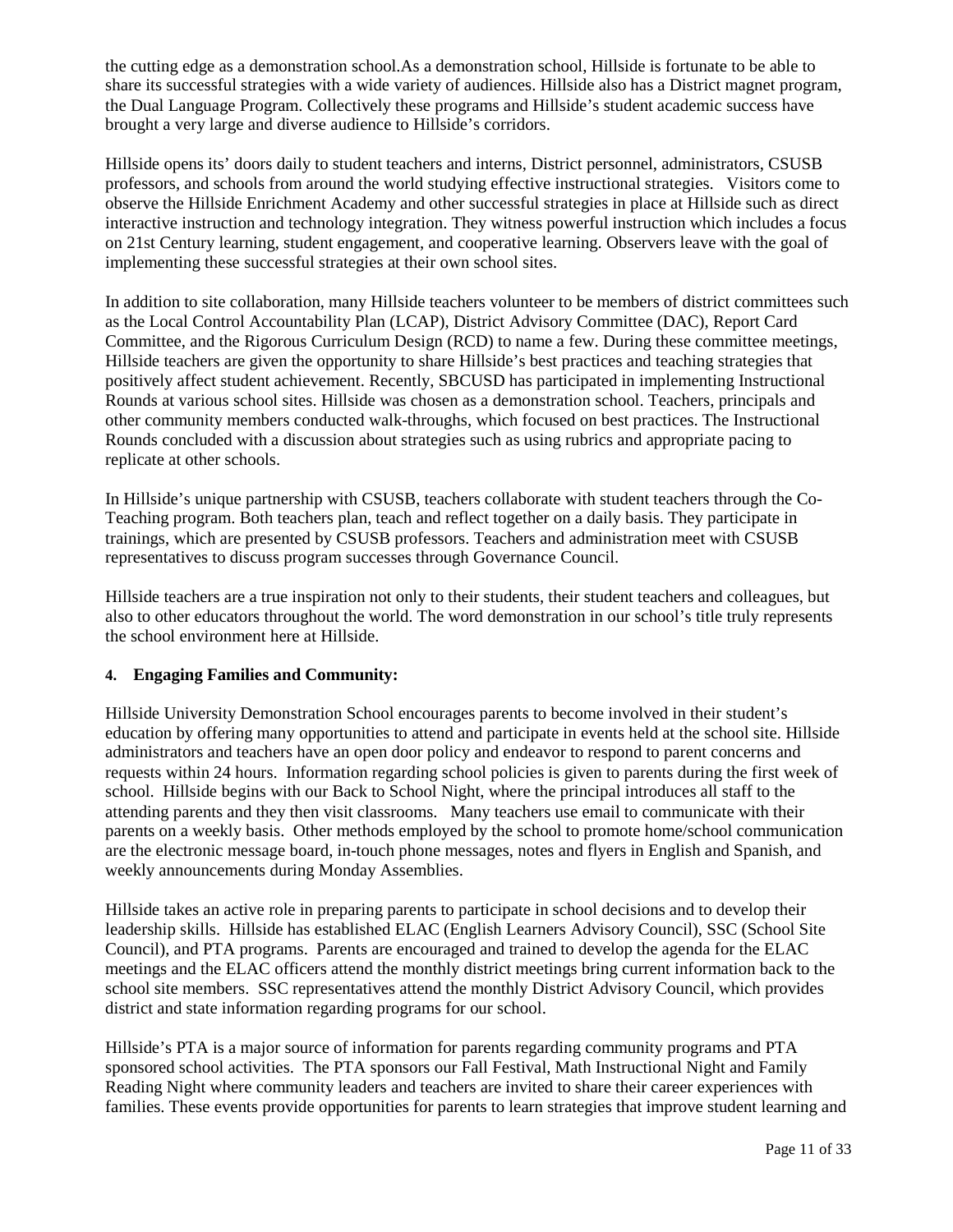the cutting edge as a demonstration school.As a demonstration school, Hillside is fortunate to be able to share its successful strategies with a wide variety of audiences. Hillside also has a District magnet program, the Dual Language Program. Collectively these programs and Hillside's student academic success have brought a very large and diverse audience to Hillside's corridors.

Hillside opens its' doors daily to student teachers and interns, District personnel, administrators, CSUSB professors, and schools from around the world studying effective instructional strategies. Visitors come to observe the Hillside Enrichment Academy and other successful strategies in place at Hillside such as direct interactive instruction and technology integration. They witness powerful instruction which includes a focus on 21st Century learning, student engagement, and cooperative learning. Observers leave with the goal of implementing these successful strategies at their own school sites.

In addition to site collaboration, many Hillside teachers volunteer to be members of district committees such as the Local Control Accountability Plan (LCAP), District Advisory Committee (DAC), Report Card Committee, and the Rigorous Curriculum Design (RCD) to name a few. During these committee meetings, Hillside teachers are given the opportunity to share Hillside's best practices and teaching strategies that positively affect student achievement. Recently, SBCUSD has participated in implementing Instructional Rounds at various school sites. Hillside was chosen as a demonstration school. Teachers, principals and other community members conducted walk-throughs, which focused on best practices. The Instructional Rounds concluded with a discussion about strategies such as using rubrics and appropriate pacing to replicate at other schools.

In Hillside's unique partnership with CSUSB, teachers collaborate with student teachers through the Co-Teaching program. Both teachers plan, teach and reflect together on a daily basis. They participate in trainings, which are presented by CSUSB professors. Teachers and administration meet with CSUSB representatives to discuss program successes through Governance Council.

Hillside teachers are a true inspiration not only to their students, their student teachers and colleagues, but also to other educators throughout the world. The word demonstration in our school's title truly represents the school environment here at Hillside.

**4. Engaging Families and Community:**

Hillside University Demonstration School encourages parents to become involved in their student's education by offering many opportunities to attend and participate in events held at the school site. Hillside administrators and teachers have an open door policy and endeavor to respond to parent concerns and requests within 24 hours. Information regarding school policies is given to parents during the first week of school. Hillside begins with our Back to School Night, where the principal introduces all staff to the attending parents and they then visit classrooms. Many teachers use email to communicate with their parents on a weekly basis. Other methods employed by the school to promote home/school communication are the electronic message board, in-touch phone messages, notes and flyers in English and Spanish, and weekly announcements during Monday Assemblies.

Hillside takes an active role in preparing parents to participate in school decisions and to develop their leadership skills. Hillside has established ELAC (English Learners Advisory Council), SSC (School Site Council), and PTA programs. Parents are encouraged and trained to develop the agenda for the ELAC meetings and the ELAC officers attend the monthly district meetings bring current information back to the school site members. SSC representatives attend the monthly District Advisory Council, which provides district and state information regarding programs for our school.

Hillside's PTA is a major source of information for parents regarding community programs and PTA sponsored school activities. The PTA sponsors our Fall Festival, Math Instructional Night and Family Reading Night where community leaders and teachers are invited to share their career experiences with families. These events provide opportunities for parents to learn strategies that improve student learning and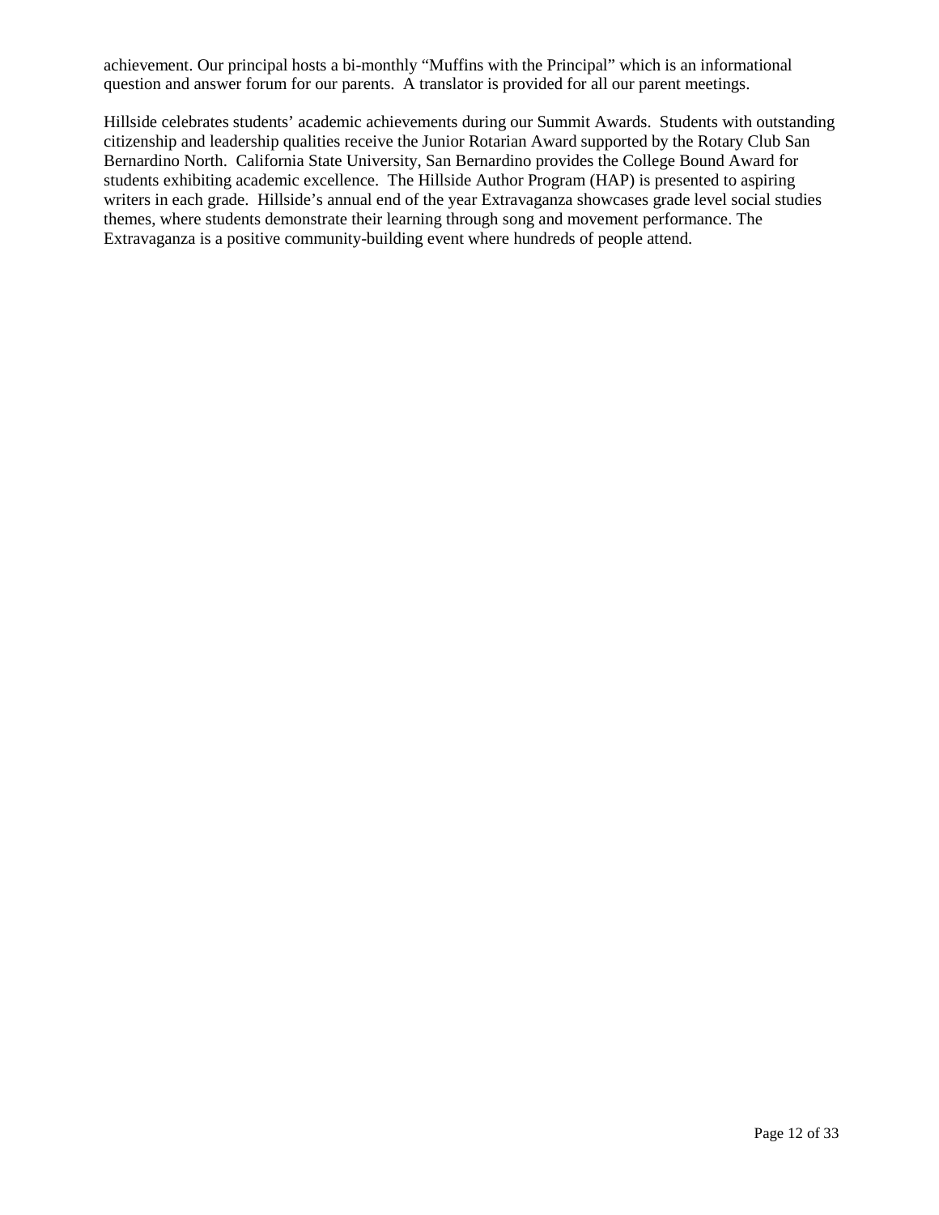achievement. Our principal hosts a bi-monthly "Muffins with the Principal" which is an informational question and answer forum for our parents.  A translator is provided for all our parent meetings.

Hillside celebrates students' academic achievements during our Summit Awards.  Students with outstanding citizenship and leadership qualities receive the Junior Rotarian Award supported by the Rotary Club San Bernardino North.  California State University, San Bernardino provides the College Bound Award for students exhibiting academic excellence.  The Hillside Author Program (HAP) is presented to aspiring writers in each grade.  Hillside's annual end of the year Extravaganza showcases grade level social studies themes, where students demonstrate their learning through song and movement performance. The Extravaganza is a positive community-building event where hundreds of people attend.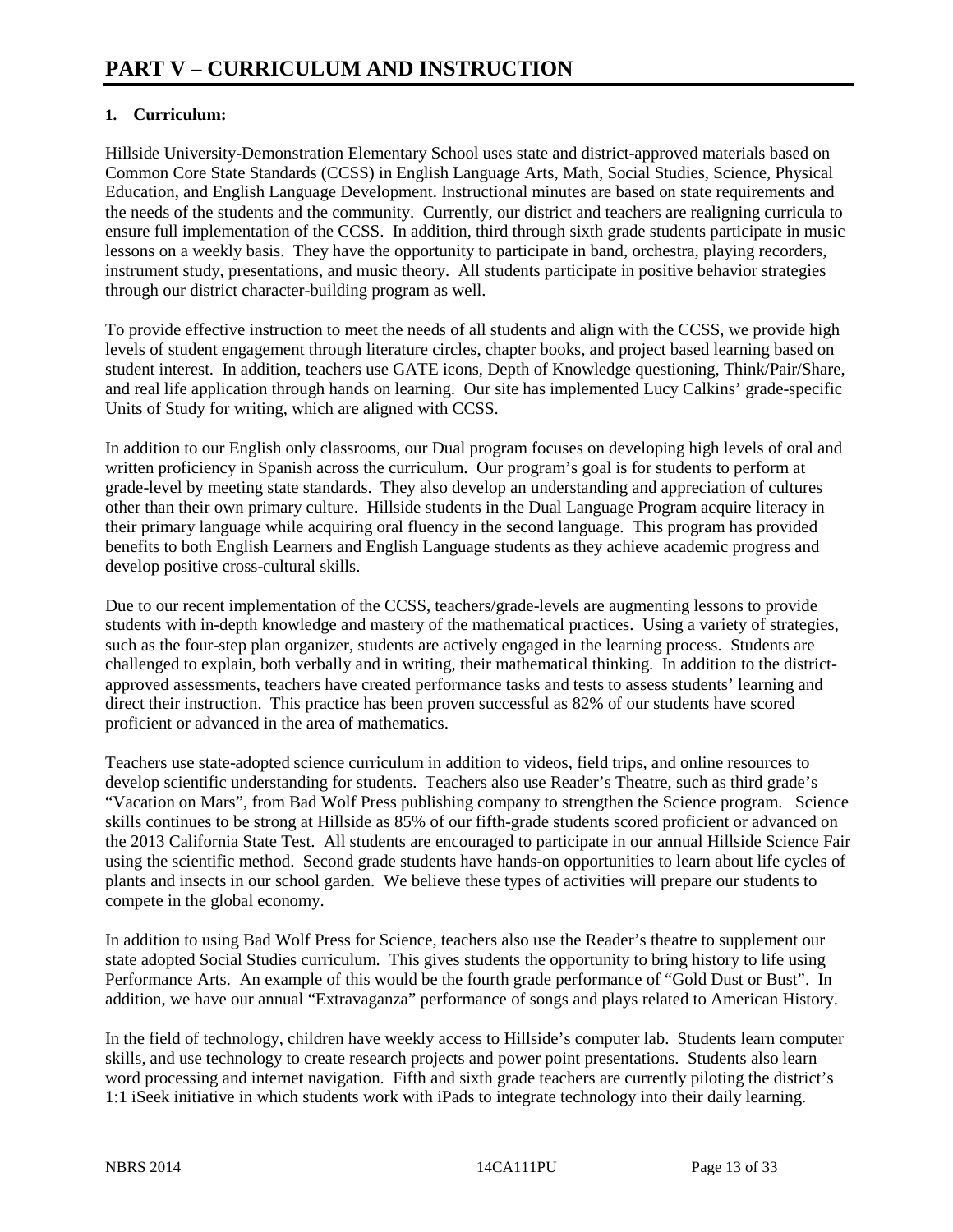# PART V – CURRICULUM AND INSTRUCTION

## 1. Curriculum:

Hillside University-Demonstration Elementary School uses state and district-approved materials based on Common Core State Standards (CCSS) in English Language Arts, Math, Social Studies, Science, Physical Education, and English Language Development. Instructional minutes are based on state requirements and the needs of the students and the community. Currently, our district and teachers are realigning curricula to ensure full implementation of the CCSS. In addition, third through sixth grade students participate in music lessons on a weekly basis. They have the opportunity to participate in band, orchestra, playing recorders, instrument study, presentations, and music theory. All students participate in positive behavior strategies through our district character-building program as well.

To provide effective instruction to meet the needs of all students and align with the CCSS, we provide high levels of student engagement through literature circles, chapter books, and project based learning based on student interest. In addition, teachers use GATE icons, Depth of Knowledge questioning, Think/Pair/Share, and real life application through hands on learning. Our site has implemented Lucy Calkins' grade-specific Units of Study for writing, which are aligned with CCSS.

In addition to our English only classrooms, our Dual program focuses on developing high levels of oral and written proficiency in Spanish across the curriculum. Our program's goal is for students to perform at grade-level by meeting state standards. They also develop an understanding and appreciation of cultures other than their own primary culture. Hillside students in the Dual Language Program acquire literacy in their primary language while acquiring oral fluency in the second language. This program has provided benefits to both English Learners and English Language students as they achieve academic progress and develop positive cross-cultural skills.

Due to our recent implementation of the CCSS, teachers/grade-levels are augmenting lessons to provide students with in-depth knowledge and mastery of the mathematical practices. Using a variety of strategies, such as the four-step plan organizer, students are actively engaged in the learning process. Students are challenged to explain, both verbally and in writing, their mathematical thinking. In addition to the district-approved assessments, teachers have created performance tasks and tests to assess students' learning and direct their instruction. This practice has been proven successful as 82% of our students have scored proficient or advanced in the area of mathematics.

Teachers use state-adopted science curriculum in addition to videos, field trips, and online resources to develop scientific understanding for students. Teachers also use Reader's Theatre, such as third grade's "Vacation on Mars", from Bad Wolf Press publishing company to strengthen the Science program. Science skills continues to be strong at Hillside as 85% of our fifth-grade students scored proficient or advanced on the 2013 California State Test. All students are encouraged to participate in our annual Hillside Science Fair using the scientific method. Second grade students have hands-on opportunities to learn about life cycles of plants and insects in our school garden. We believe these types of activities will prepare our students to compete in the global economy.

In addition to using Bad Wolf Press for Science, teachers also use the Reader's theatre to supplement our state adopted Social Studies curriculum. This gives students the opportunity to bring history to life using Performance Arts. An example of this would be the fourth grade performance of "Gold Dust or Bust". In addition, we have our annual "Extravaganza" performance of songs and plays related to American History.

In the field of technology, children have weekly access to Hillside's computer lab. Students learn computer skills, and use technology to create research projects and power point presentations. Students also learn word processing and internet navigation. Fifth and sixth grade teachers are currently piloting the district's 1:1 iSeek initiative in which students work with iPads to integrate technology into their daily learning.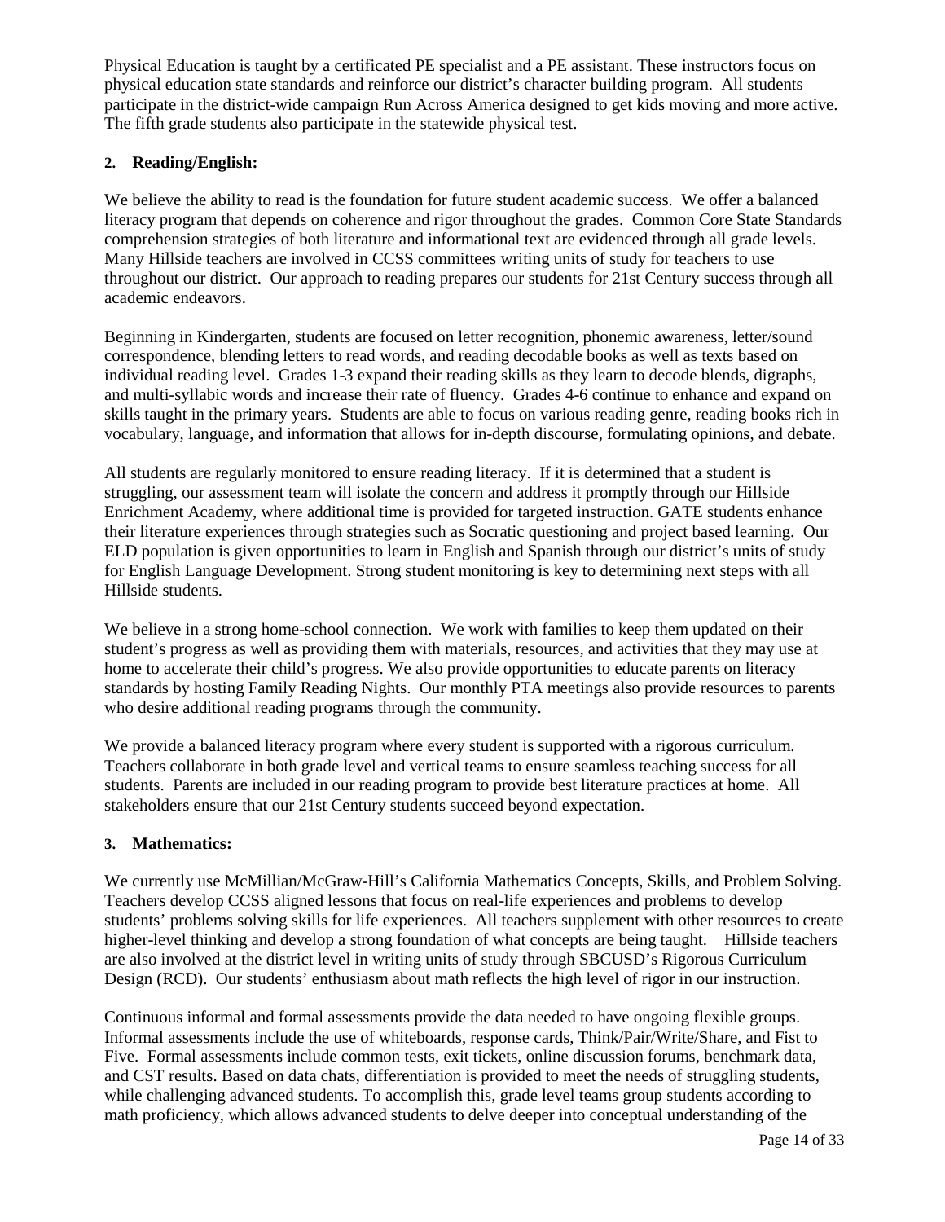Physical Education is taught by a certificated PE specialist and a PE assistant. These instructors focus on physical education state standards and reinforce our district's character building program. All students participate in the district-wide campaign Run Across America designed to get kids moving and more active. The fifth grade students also participate in the statewide physical test.

**2. Reading/English:**

We believe the ability to read is the foundation for future student academic success. We offer a balanced literacy program that depends on coherence and rigor throughout the grades. Common Core State Standards comprehension strategies of both literature and informational text are evidenced through all grade levels. Many Hillside teachers are involved in CCSS committees writing units of study for teachers to use throughout our district. Our approach to reading prepares our students for 21st Century success through all academic endeavors.

Beginning in Kindergarten, students are focused on letter recognition, phonemic awareness, letter/sound correspondence, blending letters to read words, and reading decodable books as well as texts based on individual reading level. Grades 1-3 expand their reading skills as they learn to decode blends, digraphs, and multi-syllabic words and increase their rate of fluency. Grades 4-6 continue to enhance and expand on skills taught in the primary years. Students are able to focus on various reading genre, reading books rich in vocabulary, language, and information that allows for in-depth discourse, formulating opinions, and debate.

All students are regularly monitored to ensure reading literacy. If it is determined that a student is struggling, our assessment team will isolate the concern and address it promptly through our Hillside Enrichment Academy, where additional time is provided for targeted instruction. GATE students enhance their literature experiences through strategies such as Socratic questioning and project based learning. Our ELD population is given opportunities to learn in English and Spanish through our district's units of study for English Language Development. Strong student monitoring is key to determining next steps with all Hillside students.

We believe in a strong home-school connection. We work with families to keep them updated on their student's progress as well as providing them with materials, resources, and activities that they may use at home to accelerate their child's progress. We also provide opportunities to educate parents on literacy standards by hosting Family Reading Nights. Our monthly PTA meetings also provide resources to parents who desire additional reading programs through the community.

We provide a balanced literacy program where every student is supported with a rigorous curriculum. Teachers collaborate in both grade level and vertical teams to ensure seamless teaching success for all students. Parents are included in our reading program to provide best literature practices at home. All stakeholders ensure that our 21st Century students succeed beyond expectation.

**3. Mathematics:**

We currently use McMillian/McGraw-Hill's California Mathematics Concepts, Skills, and Problem Solving. Teachers develop CCSS aligned lessons that focus on real-life experiences and problems to develop students' problems solving skills for life experiences. All teachers supplement with other resources to create higher-level thinking and develop a strong foundation of what concepts are being taught. Hillside teachers are also involved at the district level in writing units of study through SBCUSD's Rigorous Curriculum Design (RCD). Our students' enthusiasm about math reflects the high level of rigor in our instruction.

Continuous informal and formal assessments provide the data needed to have ongoing flexible groups. Informal assessments include the use of whiteboards, response cards, Think/Pair/Write/Share, and Fist to Five. Formal assessments include common tests, exit tickets, online discussion forums, benchmark data, and CST results. Based on data chats, differentiation is provided to meet the needs of struggling students, while challenging advanced students. To accomplish this, grade level teams group students according to math proficiency, which allows advanced students to delve deeper into conceptual understanding of the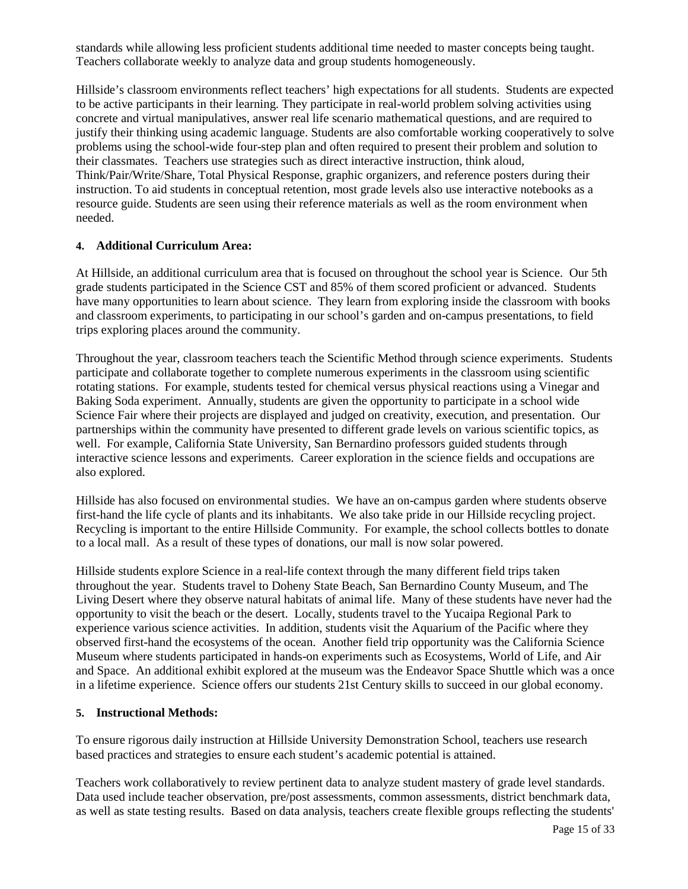standards while allowing less proficient students additional time needed to master concepts being taught. Teachers collaborate weekly to analyze data and group students homogeneously.

Hillside's classroom environments reflect teachers' high expectations for all students. Students are expected to be active participants in their learning. They participate in real-world problem solving activities using concrete and virtual manipulatives, answer real life scenario mathematical questions, and are required to justify their thinking using academic language. Students are also comfortable working cooperatively to solve problems using the school-wide four-step plan and often required to present their problem and solution to their classmates. Teachers use strategies such as direct interactive instruction, think aloud, Think/Pair/Write/Share, Total Physical Response, graphic organizers, and reference posters during their instruction. To aid students in conceptual retention, most grade levels also use interactive notebooks as a resource guide. Students are seen using their reference materials as well as the room environment when needed.

#### 4. Additional Curriculum Area:

At Hillside, an additional curriculum area that is focused on throughout the school year is Science. Our 5th grade students participated in the Science CST and 85% of them scored proficient or advanced. Students have many opportunities to learn about science. They learn from exploring inside the classroom with books and classroom experiments, to participating in our school's garden and on-campus presentations, to field trips exploring places around the community.

Throughout the year, classroom teachers teach the Scientific Method through science experiments. Students participate and collaborate together to complete numerous experiments in the classroom using scientific rotating stations. For example, students tested for chemical versus physical reactions using a Vinegar and Baking Soda experiment. Annually, students are given the opportunity to participate in a school wide Science Fair where their projects are displayed and judged on creativity, execution, and presentation. Our partnerships within the community have presented to different grade levels on various scientific topics, as well. For example, California State University, San Bernardino professors guided students through interactive science lessons and experiments. Career exploration in the science fields and occupations are also explored.

Hillside has also focused on environmental studies. We have an on-campus garden where students observe first-hand the life cycle of plants and its inhabitants. We also take pride in our Hillside recycling project. Recycling is important to the entire Hillside Community. For example, the school collects bottles to donate to a local mall. As a result of these types of donations, our mall is now solar powered.

Hillside students explore Science in a real-life context through the many different field trips taken throughout the year. Students travel to Doheny State Beach, San Bernardino County Museum, and The Living Desert where they observe natural habitats of animal life. Many of these students have never had the opportunity to visit the beach or the desert. Locally, students travel to the Yucaipa Regional Park to experience various science activities. In addition, students visit the Aquarium of the Pacific where they observed first-hand the ecosystems of the ocean. Another field trip opportunity was the California Science Museum where students participated in hands-on experiments such as Ecosystems, World of Life, and Air and Space. An additional exhibit explored at the museum was the Endeavor Space Shuttle which was a once in a lifetime experience. Science offers our students 21st Century skills to succeed in our global economy.

#### 5. Instructional Methods:

To ensure rigorous daily instruction at Hillside University Demonstration School, teachers use research based practices and strategies to ensure each student's academic potential is attained.

Teachers work collaboratively to review pertinent data to analyze student mastery of grade level standards. Data used include teacher observation, pre/post assessments, common assessments, district benchmark data, as well as state testing results. Based on data analysis, teachers create flexible groups reflecting the students'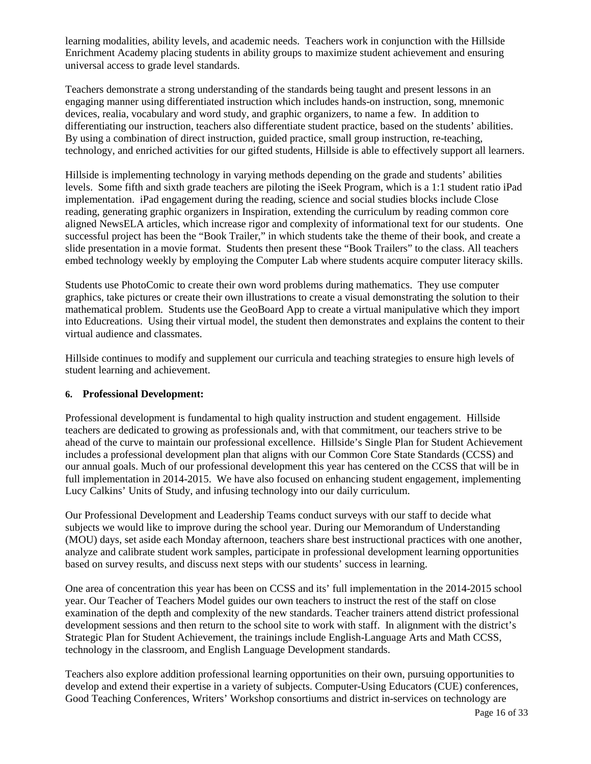learning modalities, ability levels, and academic needs. Teachers work in conjunction with the Hillside Enrichment Academy placing students in ability groups to maximize student achievement and ensuring universal access to grade level standards.

Teachers demonstrate a strong understanding of the standards being taught and present lessons in an engaging manner using differentiated instruction which includes hands-on instruction, song, mnemonic devices, realia, vocabulary and word study, and graphic organizers, to name a few. In addition to differentiating our instruction, teachers also differentiate student practice, based on the students' abilities. By using a combination of direct instruction, guided practice, small group instruction, re-teaching, technology, and enriched activities for our gifted students, Hillside is able to effectively support all learners.

Hillside is implementing technology in varying methods depending on the grade and students' abilities levels. Some fifth and sixth grade teachers are piloting the iSeek Program, which is a 1:1 student ratio iPad implementation. iPad engagement during the reading, science and social studies blocks include Close reading, generating graphic organizers in Inspiration, extending the curriculum by reading common core aligned NewsELA articles, which increase rigor and complexity of informational text for our students. One successful project has been the "Book Trailer," in which students take the theme of their book, and create a slide presentation in a movie format. Students then present these "Book Trailers" to the class. All teachers embed technology weekly by employing the Computer Lab where students acquire computer literacy skills.

Students use PhotoComic to create their own word problems during mathematics. They use computer graphics, take pictures or create their own illustrations to create a visual demonstrating the solution to their mathematical problem. Students use the GeoBoard App to create a virtual manipulative which they import into Educreations. Using their virtual model, the student then demonstrates and explains the content to their virtual audience and classmates.

Hillside continues to modify and supplement our curricula and teaching strategies to ensure high levels of student learning and achievement.

**6. Professional Development:**

Professional development is fundamental to high quality instruction and student engagement. Hillside teachers are dedicated to growing as professionals and, with that commitment, our teachers strive to be ahead of the curve to maintain our professional excellence. Hillside's Single Plan for Student Achievement includes a professional development plan that aligns with our Common Core State Standards (CCSS) and our annual goals. Much of our professional development this year has centered on the CCSS that will be in full implementation in 2014-2015. We have also focused on enhancing student engagement, implementing Lucy Calkins' Units of Study, and infusing technology into our daily curriculum.

Our Professional Development and Leadership Teams conduct surveys with our staff to decide what subjects we would like to improve during the school year. During our Memorandum of Understanding (MOU) days, set aside each Monday afternoon, teachers share best instructional practices with one another, analyze and calibrate student work samples, participate in professional development learning opportunities based on survey results, and discuss next steps with our students' success in learning.

One area of concentration this year has been on CCSS and its' full implementation in the 2014-2015 school year. Our Teacher of Teachers Model guides our own teachers to instruct the rest of the staff on close examination of the depth and complexity of the new standards. Teacher trainers attend district professional development sessions and then return to the school site to work with staff. In alignment with the district's Strategic Plan for Student Achievement, the trainings include English-Language Arts and Math CCSS, technology in the classroom, and English Language Development standards.

Teachers also explore addition professional learning opportunities on their own, pursuing opportunities to develop and extend their expertise in a variety of subjects. Computer-Using Educators (CUE) conferences, Good Teaching Conferences, Writers' Workshop consortiums and district in-services on technology are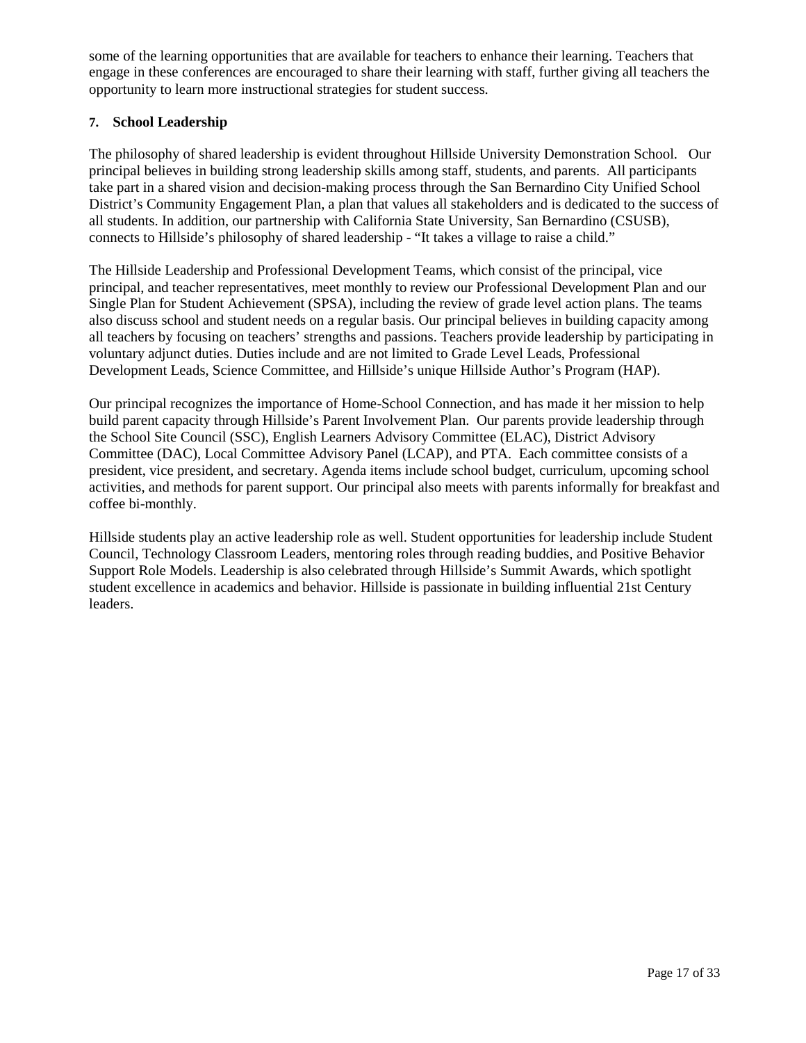some of the learning opportunities that are available for teachers to enhance their learning. Teachers that engage in these conferences are encouraged to share their learning with staff, further giving all teachers the opportunity to learn more instructional strategies for student success.

**7. School Leadership**

The philosophy of shared leadership is evident throughout Hillside University Demonstration School. Our principal believes in building strong leadership skills among staff, students, and parents. All participants take part in a shared vision and decision-making process through the San Bernardino City Unified School District's Community Engagement Plan, a plan that values all stakeholders and is dedicated to the success of all students. In addition, our partnership with California State University, San Bernardino (CSUSB), connects to Hillside's philosophy of shared leadership - "It takes a village to raise a child."

The Hillside Leadership and Professional Development Teams, which consist of the principal, vice principal, and teacher representatives, meet monthly to review our Professional Development Plan and our Single Plan for Student Achievement (SPSA), including the review of grade level action plans. The teams also discuss school and student needs on a regular basis. Our principal believes in building capacity among all teachers by focusing on teachers' strengths and passions. Teachers provide leadership by participating in voluntary adjunct duties. Duties include and are not limited to Grade Level Leads, Professional Development Leads, Science Committee, and Hillside's unique Hillside Author's Program (HAP).

Our principal recognizes the importance of Home-School Connection, and has made it her mission to help build parent capacity through Hillside's Parent Involvement Plan. Our parents provide leadership through the School Site Council (SSC), English Learners Advisory Committee (ELAC), District Advisory Committee (DAC), Local Committee Advisory Panel (LCAP), and PTA. Each committee consists of a president, vice president, and secretary. Agenda items include school budget, curriculum, upcoming school activities, and methods for parent support. Our principal also meets with parents informally for breakfast and coffee bi-monthly.

Hillside students play an active leadership role as well. Student opportunities for leadership include Student Council, Technology Classroom Leaders, mentoring roles through reading buddies, and Positive Behavior Support Role Models. Leadership is also celebrated through Hillside's Summit Awards, which spotlight student excellence in academics and behavior. Hillside is passionate in building influential 21st Century leaders.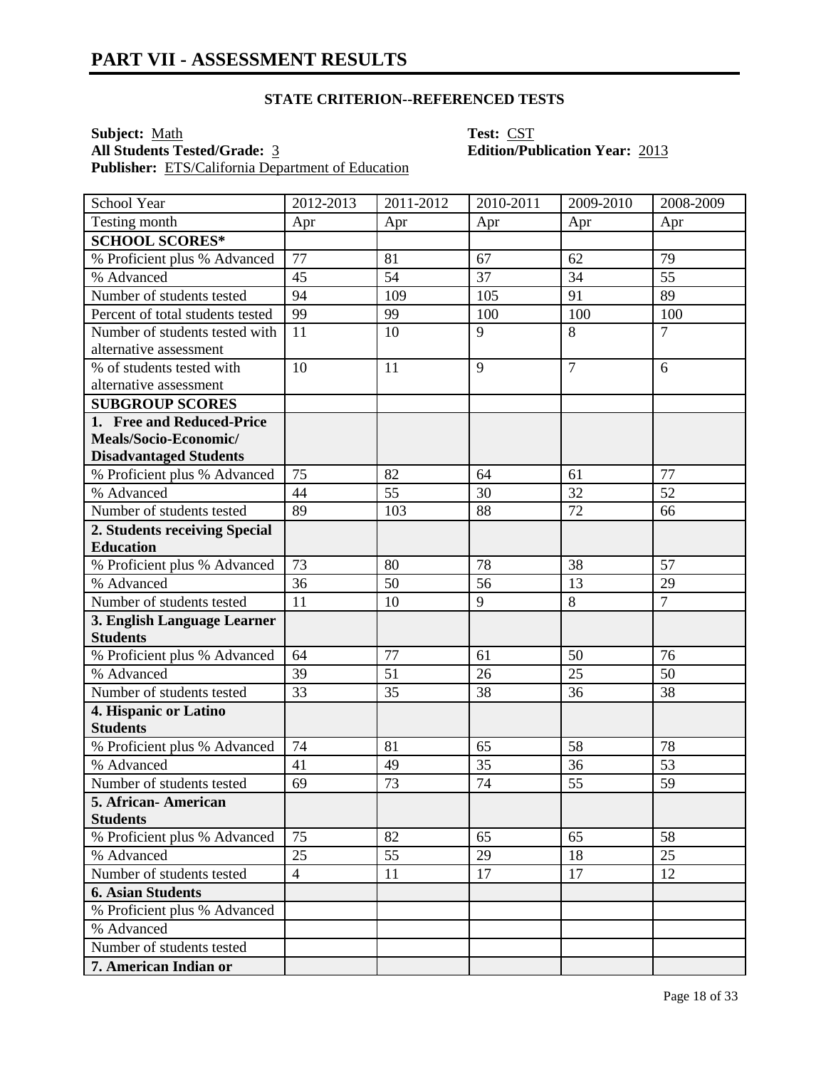## PART VII - ASSESSMENT RESULTS

**STATE CRITERION--REFERENCED TESTS**

**Subject:** Math  **Test:** CST
**All Students Tested/Grade:** 3  **Edition/Publication Year:** 2013
**Publisher:** ETS/California Department of Education

| School Year | 2012-2013 | 2011-2012 | 2010-2011 | 2009-2010 | 2008-2009 |
|---|---|---|---|---|---|
| Testing month | Apr | Apr | Apr | Apr | Apr |
| **SCHOOL SCORES*** | | | | | |
| % Proficient plus % Advanced | 77 | 81 | 67 | 62 | 79 |
| % Advanced | 45 | 54 | 37 | 34 | 55 |
| Number of students tested | 94 | 109 | 105 | 91 | 89 |
| Percent of total students tested | 99 | 99 | 100 | 100 | 100 |
| Number of students tested with alternative assessment | 11 | 10 | 9 | 8 | 7 |
| % of students tested with alternative assessment | 10 | 11 | 9 | 7 | 6 |
| **SUBGROUP SCORES** | | | | | |
| **1. Free and Reduced-Price Meals/Socio-Economic/ Disadvantaged Students** | | | | | |
| % Proficient plus % Advanced | 75 | 82 | 64 | 61 | 77 |
| % Advanced | 44 | 55 | 30 | 32 | 52 |
| Number of students tested | 89 | 103 | 88 | 72 | 66 |
| **2. Students receiving Special Education** | | | | | |
| % Proficient plus % Advanced | 73 | 80 | 78 | 38 | 57 |
| % Advanced | 36 | 50 | 56 | 13 | 29 |
| Number of students tested | 11 | 10 | 9 | 8 | 7 |
| **3. English Language Learner Students** | | | | | |
| % Proficient plus % Advanced | 64 | 77 | 61 | 50 | 76 |
| % Advanced | 39 | 51 | 26 | 25 | 50 |
| Number of students tested | 33 | 35 | 38 | 36 | 38 |
| **4. Hispanic or Latino Students** | | | | | |
| % Proficient plus % Advanced | 74 | 81 | 65 | 58 | 78 |
| % Advanced | 41 | 49 | 35 | 36 | 53 |
| Number of students tested | 69 | 73 | 74 | 55 | 59 |
| **5. African- American Students** | | | | | |
| % Proficient plus % Advanced | 75 | 82 | 65 | 65 | 58 |
| % Advanced | 25 | 55 | 29 | 18 | 25 |
| Number of students tested | 4 | 11 | 17 | 17 | 12 |
| **6. Asian Students** | | | | | |
| % Proficient plus % Advanced | | | | | |
| % Advanced | | | | | |
| Number of students tested | | | | | |
| **7. American Indian or** | | | | | |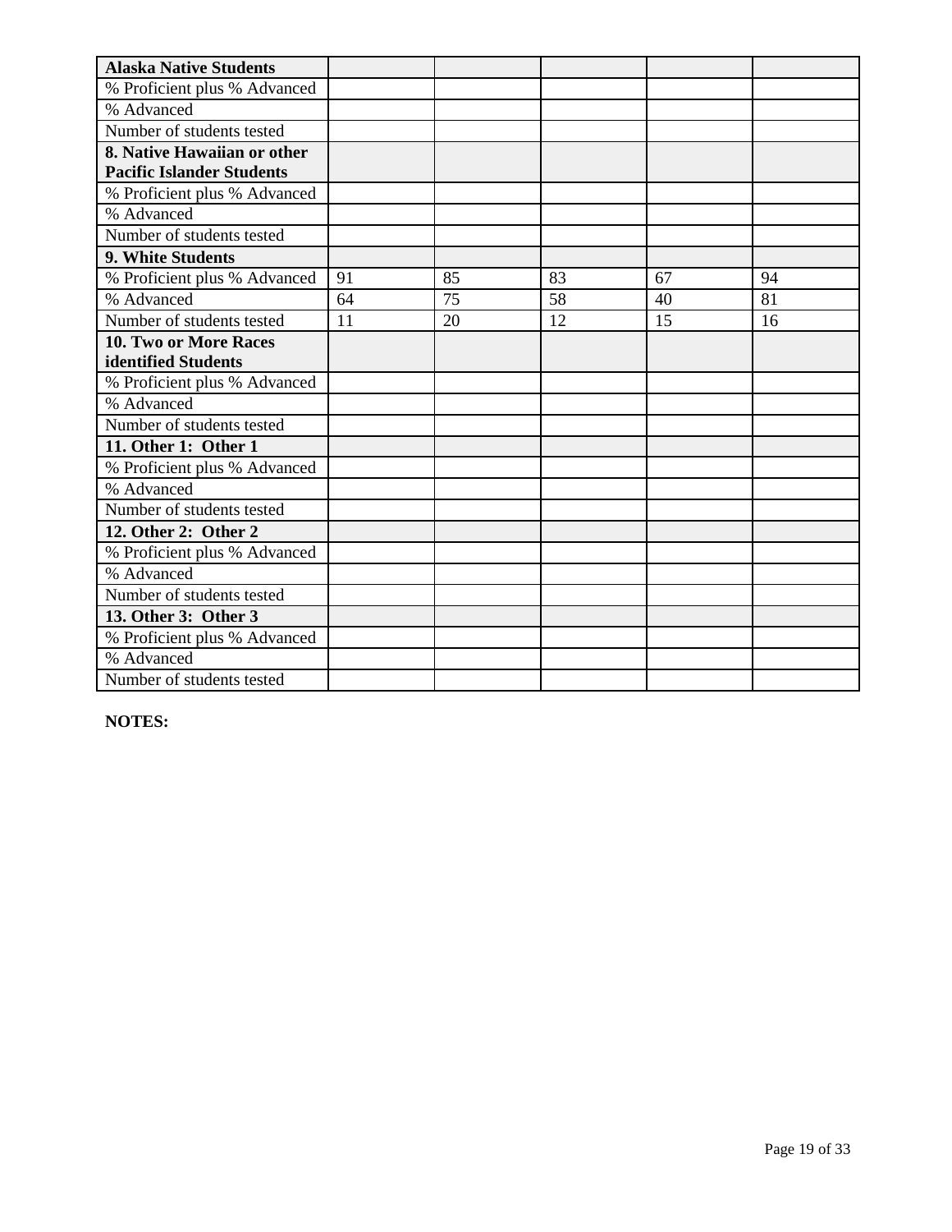| Alaska Native Students | | | | | |
|---|---|---|---|---|---|
| % Proficient plus % Advanced | | | | | |
| % Advanced | | | | | |
| Number of students tested | | | | | |
| **8. Native Hawaiian or other Pacific Islander Students** | | | | | |
| % Proficient plus % Advanced | | | | | |
| % Advanced | | | | | |
| Number of students tested | | | | | |
| **9. White Students** | | | | | |
| % Proficient plus % Advanced | 91 | 85 | 83 | 67 | 94 |
| % Advanced | 64 | 75 | 58 | 40 | 81 |
| Number of students tested | 11 | 20 | 12 | 15 | 16 |
| **10. Two or More Races identified Students** | | | | | |
| % Proficient plus % Advanced | | | | | |
| % Advanced | | | | | |
| Number of students tested | | | | | |
| **11. Other 1: Other 1** | | | | | |
| % Proficient plus % Advanced | | | | | |
| % Advanced | | | | | |
| Number of students tested | | | | | |
| **12. Other 2: Other 2** | | | | | |
| % Proficient plus % Advanced | | | | | |
| % Advanced | | | | | |
| Number of students tested | | | | | |
| **13. Other 3: Other 3** | | | | | |
| % Proficient plus % Advanced | | | | | |
| % Advanced | | | | | |
| Number of students tested | | | | | |

**NOTES:**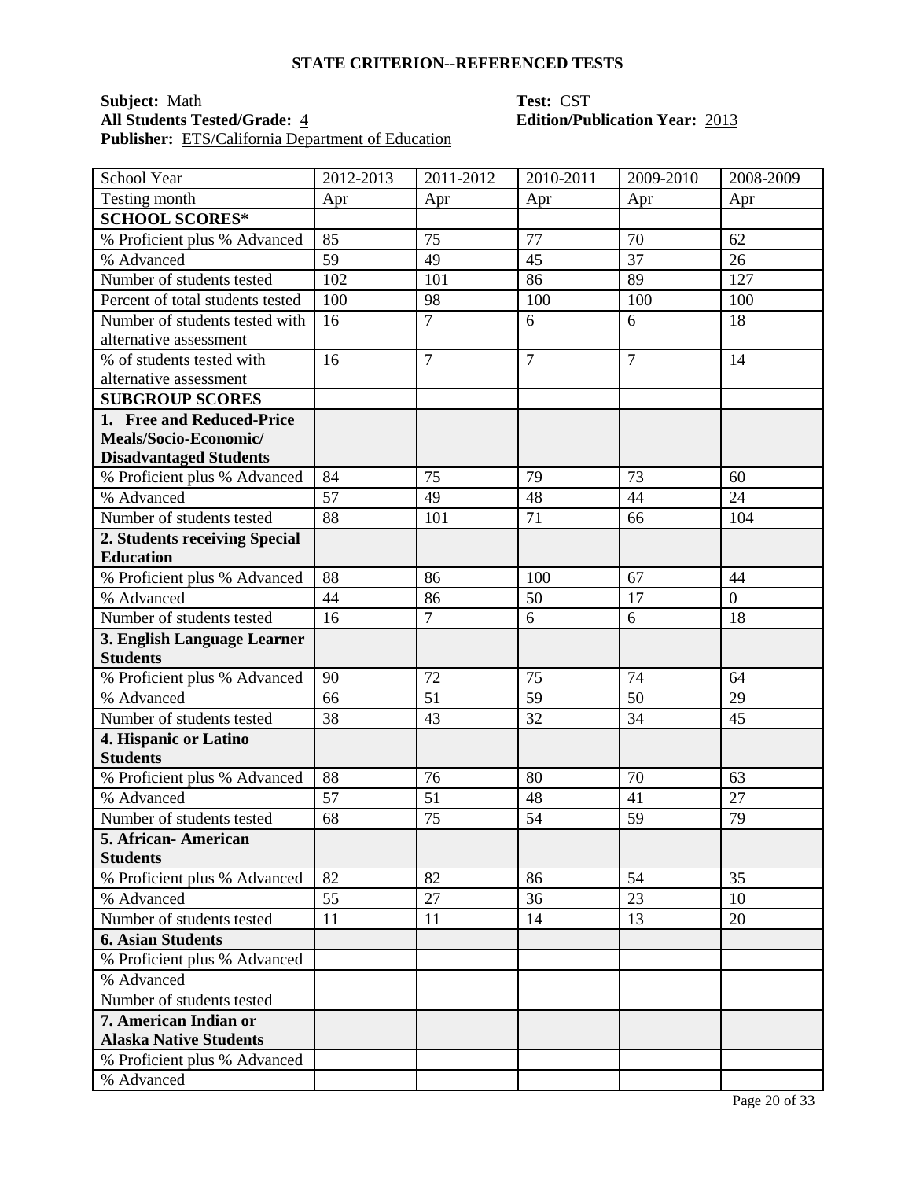### STATE CRITERION--REFERENCED TESTS

**Subject:** Math  
**All Students Tested/Grade:** 4  
**Publisher:** ETS/California Department of Education  

**Test:** CST  
**Edition/Publication Year:** 2013

| School Year | 2012-2013 | 2011-2012 | 2010-2011 | 2009-2010 | 2008-2009 |
|---|---|---|---|---|---|
| Testing month | Apr | Apr | Apr | Apr | Apr |
| **SCHOOL SCORES*** | | | | | |
| % Proficient plus % Advanced | 85 | 75 | 77 | 70 | 62 |
| % Advanced | 59 | 49 | 45 | 37 | 26 |
| Number of students tested | 102 | 101 | 86 | 89 | 127 |
| Percent of total students tested | 100 | 98 | 100 | 100 | 100 |
| Number of students tested with alternative assessment | 16 | 7 | 6 | 6 | 18 |
| % of students tested with alternative assessment | 16 | 7 | 7 | 7 | 14 |
| **SUBGROUP SCORES** | | | | | |
| **1. Free and Reduced-Price Meals/Socio-Economic/ Disadvantaged Students** | | | | | |
| % Proficient plus % Advanced | 84 | 75 | 79 | 73 | 60 |
| % Advanced | 57 | 49 | 48 | 44 | 24 |
| Number of students tested | 88 | 101 | 71 | 66 | 104 |
| **2. Students receiving Special Education** | | | | | |
| % Proficient plus % Advanced | 88 | 86 | 100 | 67 | 44 |
| % Advanced | 44 | 86 | 50 | 17 | 0 |
| Number of students tested | 16 | 7 | 6 | 6 | 18 |
| **3. English Language Learner Students** | | | | | |
| % Proficient plus % Advanced | 90 | 72 | 75 | 74 | 64 |
| % Advanced | 66 | 51 | 59 | 50 | 29 |
| Number of students tested | 38 | 43 | 32 | 34 | 45 |
| **4. Hispanic or Latino Students** | | | | | |
| % Proficient plus % Advanced | 88 | 76 | 80 | 70 | 63 |
| % Advanced | 57 | 51 | 48 | 41 | 27 |
| Number of students tested | 68 | 75 | 54 | 59 | 79 |
| **5. African- American Students** | | | | | |
| % Proficient plus % Advanced | 82 | 82 | 86 | 54 | 35 |
| % Advanced | 55 | 27 | 36 | 23 | 10 |
| Number of students tested | 11 | 11 | 14 | 13 | 20 |
| **6. Asian Students** | | | | | |
| % Proficient plus % Advanced | | | | | |
| % Advanced | | | | | |
| Number of students tested | | | | | |
| **7. American Indian or Alaska Native Students** | | | | | |
| % Proficient plus % Advanced | | | | | |
| % Advanced | | | | | |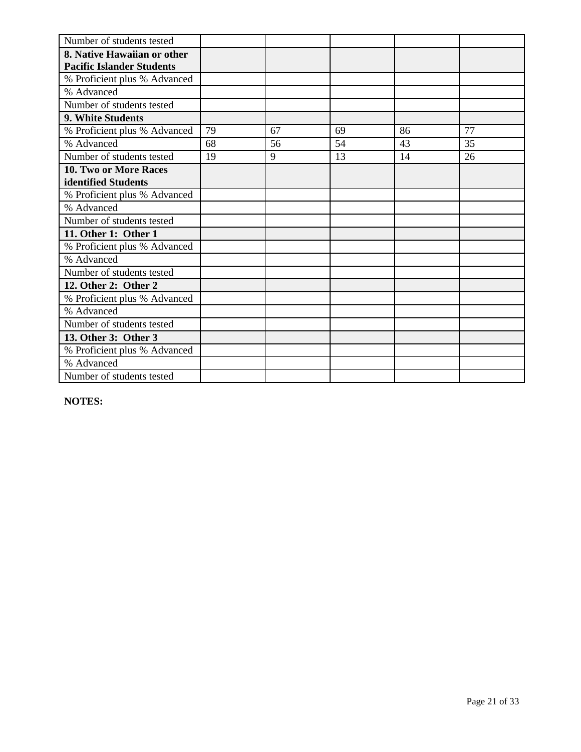| Number of students tested | | | | | |
|---|---|---|---|---|---|
| **8. Native Hawaiian or other Pacific Islander Students** | | | | | |
| % Proficient plus % Advanced | | | | | |
| % Advanced | | | | | |
| Number of students tested | | | | | |
| **9. White Students** | | | | | |
| % Proficient plus % Advanced | 79 | 67 | 69 | 86 | 77 |
| % Advanced | 68 | 56 | 54 | 43 | 35 |
| Number of students tested | 19 | 9 | 13 | 14 | 26 |
| **10. Two or More Races identified Students** | | | | | |
| % Proficient plus % Advanced | | | | | |
| % Advanced | | | | | |
| Number of students tested | | | | | |
| **11. Other 1: Other 1** | | | | | |
| % Proficient plus % Advanced | | | | | |
| % Advanced | | | | | |
| Number of students tested | | | | | |
| **12. Other 2: Other 2** | | | | | |
| % Proficient plus % Advanced | | | | | |
| % Advanced | | | | | |
| Number of students tested | | | | | |
| **13. Other 3: Other 3** | | | | | |
| % Proficient plus % Advanced | | | | | |
| % Advanced | | | | | |
| Number of students tested | | | | | |

**NOTES:**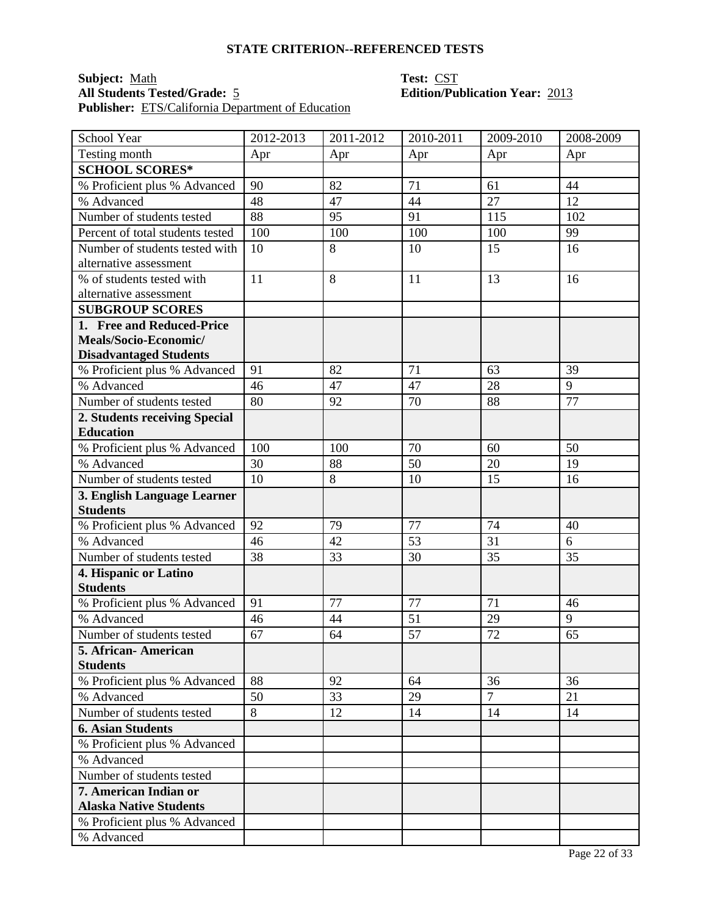## STATE CRITERION--REFERENCED TESTS

**Subject:** Math  **Test:** CST
**All Students Tested/Grade:** 5  **Edition/Publication Year:** 2013
**Publisher:** ETS/California Department of Education

| School Year | 2012-2013 | 2011-2012 | 2010-2011 | 2009-2010 | 2008-2009 |
|---|---|---|---|---|---|
| Testing month | Apr | Apr | Apr | Apr | Apr |
| **SCHOOL SCORES*** | | | | | |
| % Proficient plus % Advanced | 90 | 82 | 71 | 61 | 44 |
| % Advanced | 48 | 47 | 44 | 27 | 12 |
| Number of students tested | 88 | 95 | 91 | 115 | 102 |
| Percent of total students tested | 100 | 100 | 100 | 100 | 99 |
| Number of students tested with alternative assessment | 10 | 8 | 10 | 15 | 16 |
| % of students tested with alternative assessment | 11 | 8 | 11 | 13 | 16 |
| **SUBGROUP SCORES** | | | | | |
| **1. Free and Reduced-Price Meals/Socio-Economic/ Disadvantaged Students** | | | | | |
| % Proficient plus % Advanced | 91 | 82 | 71 | 63 | 39 |
| % Advanced | 46 | 47 | 47 | 28 | 9 |
| Number of students tested | 80 | 92 | 70 | 88 | 77 |
| **2. Students receiving Special Education** | | | | | |
| % Proficient plus % Advanced | 100 | 100 | 70 | 60 | 50 |
| % Advanced | 30 | 88 | 50 | 20 | 19 |
| Number of students tested | 10 | 8 | 10 | 15 | 16 |
| **3. English Language Learner Students** | | | | | |
| % Proficient plus % Advanced | 92 | 79 | 77 | 74 | 40 |
| % Advanced | 46 | 42 | 53 | 31 | 6 |
| Number of students tested | 38 | 33 | 30 | 35 | 35 |
| **4. Hispanic or Latino Students** | | | | | |
| % Proficient plus % Advanced | 91 | 77 | 77 | 71 | 46 |
| % Advanced | 46 | 44 | 51 | 29 | 9 |
| Number of students tested | 67 | 64 | 57 | 72 | 65 |
| **5. African- American Students** | | | | | |
| % Proficient plus % Advanced | 88 | 92 | 64 | 36 | 36 |
| % Advanced | 50 | 33 | 29 | 7 | 21 |
| Number of students tested | 8 | 12 | 14 | 14 | 14 |
| **6. Asian Students** | | | | | |
| % Proficient plus % Advanced | | | | | |
| % Advanced | | | | | |
| Number of students tested | | | | | |
| **7. American Indian or Alaska Native Students** | | | | | |
| % Proficient plus % Advanced | | | | | |
| % Advanced | | | | | |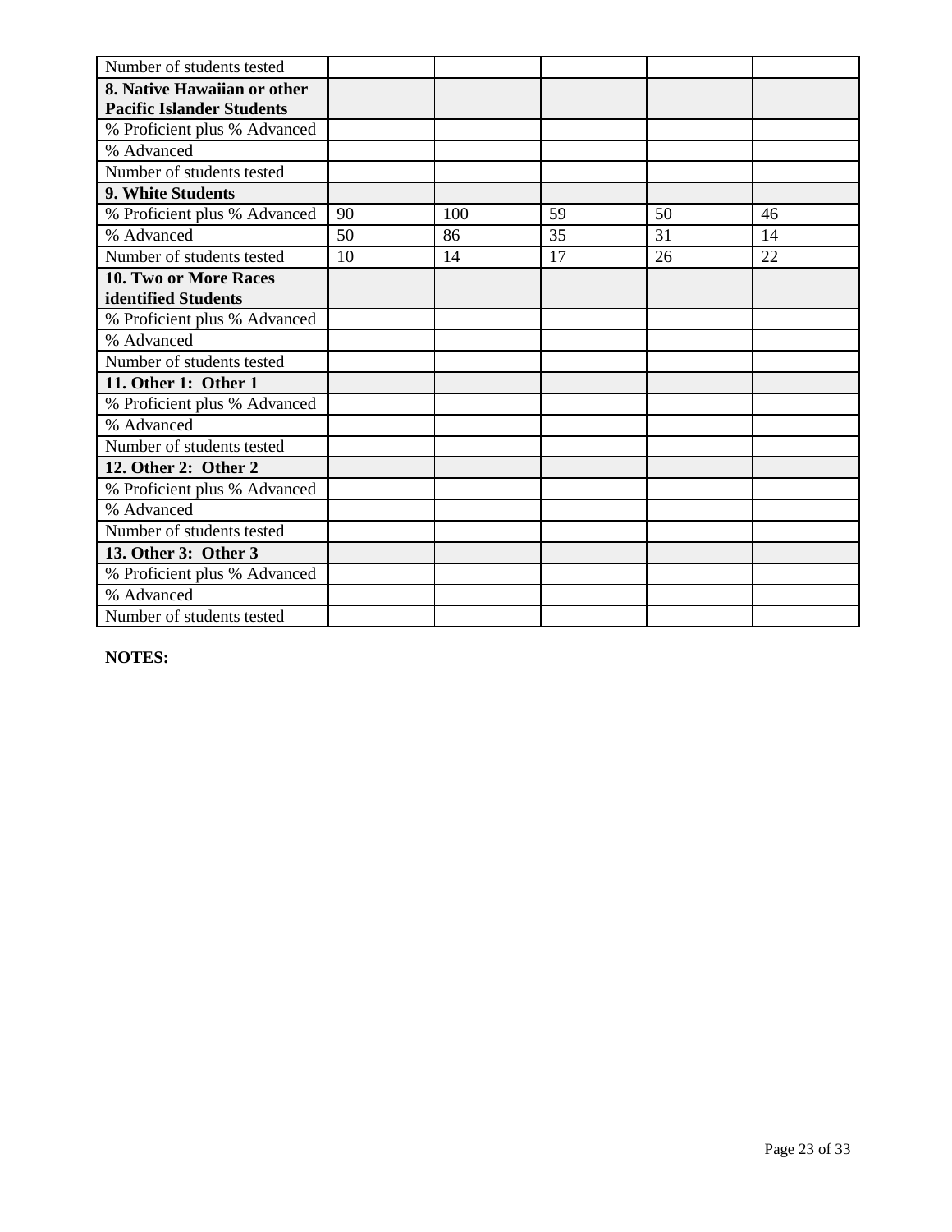| Number of students tested | | | | | |
|---|---|---|---|---|---|
| **8. Native Hawaiian or other Pacific Islander Students** | | | | | |
| % Proficient plus % Advanced | | | | | |
| % Advanced | | | | | |
| Number of students tested | | | | | |
| **9. White Students** | | | | | |
| % Proficient plus % Advanced | 90 | 100 | 59 | 50 | 46 |
| % Advanced | 50 | 86 | 35 | 31 | 14 |
| Number of students tested | 10 | 14 | 17 | 26 | 22 |
| **10. Two or More Races identified Students** | | | | | |
| % Proficient plus % Advanced | | | | | |
| % Advanced | | | | | |
| Number of students tested | | | | | |
| **11. Other 1: Other 1** | | | | | |
| % Proficient plus % Advanced | | | | | |
| % Advanced | | | | | |
| Number of students tested | | | | | |
| **12. Other 2: Other 2** | | | | | |
| % Proficient plus % Advanced | | | | | |
| % Advanced | | | | | |
| Number of students tested | | | | | |
| **13. Other 3: Other 3** | | | | | |
| % Proficient plus % Advanced | | | | | |
| % Advanced | | | | | |
| Number of students tested | | | | | |

**NOTES:**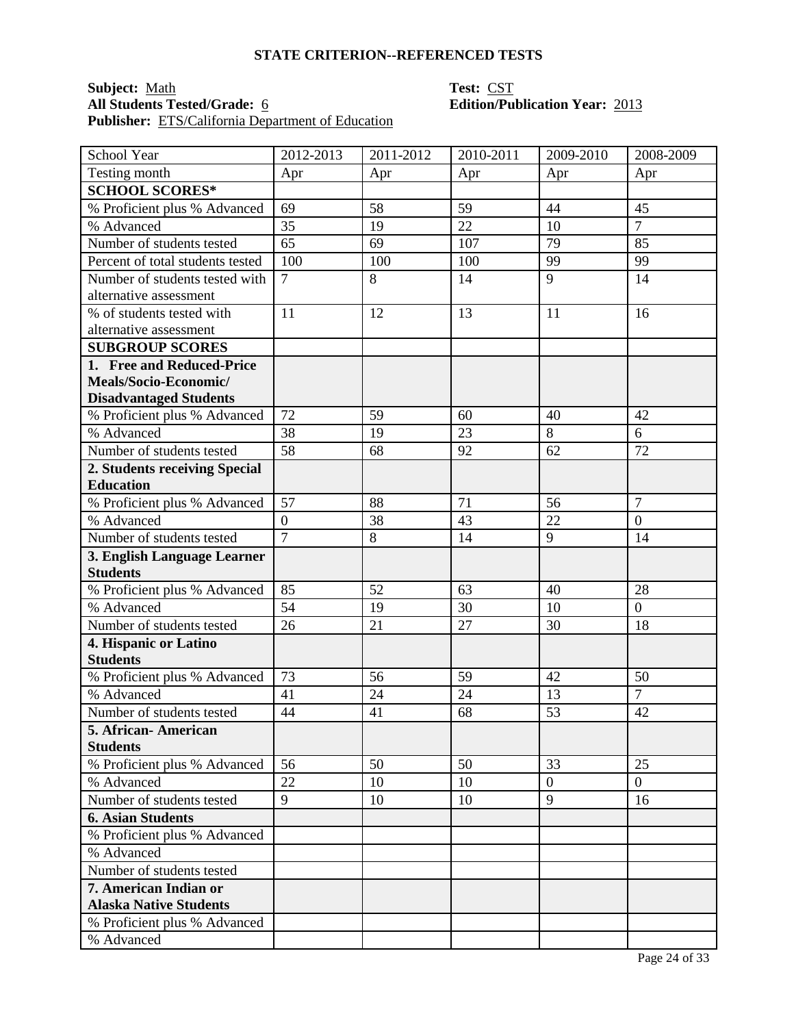## STATE CRITERION--REFERENCED TESTS

**Subject:** Math **Test:** CST
**All Students Tested/Grade:** 6 **Edition/Publication Year:** 2013
**Publisher:** ETS/California Department of Education

| School Year | 2012-2013 | 2011-2012 | 2010-2011 | 2009-2010 | 2008-2009 |
|---|---|---|---|---|---|
| Testing month | Apr | Apr | Apr | Apr | Apr |
| **SCHOOL SCORES*** | | | | | |
| % Proficient plus % Advanced | 69 | 58 | 59 | 44 | 45 |
| % Advanced | 35 | 19 | 22 | 10 | 7 |
| Number of students tested | 65 | 69 | 107 | 79 | 85 |
| Percent of total students tested | 100 | 100 | 100 | 99 | 99 |
| Number of students tested with alternative assessment | 7 | 8 | 14 | 9 | 14 |
| % of students tested with alternative assessment | 11 | 12 | 13 | 11 | 16 |
| **SUBGROUP SCORES** | | | | | |
| **1. Free and Reduced-Price Meals/Socio-Economic/ Disadvantaged Students** | | | | | |
| % Proficient plus % Advanced | 72 | 59 | 60 | 40 | 42 |
| % Advanced | 38 | 19 | 23 | 8 | 6 |
| Number of students tested | 58 | 68 | 92 | 62 | 72 |
| **2. Students receiving Special Education** | | | | | |
| % Proficient plus % Advanced | 57 | 88 | 71 | 56 | 7 |
| % Advanced | 0 | 38 | 43 | 22 | 0 |
| Number of students tested | 7 | 8 | 14 | 9 | 14 |
| **3. English Language Learner Students** | | | | | |
| % Proficient plus % Advanced | 85 | 52 | 63 | 40 | 28 |
| % Advanced | 54 | 19 | 30 | 10 | 0 |
| Number of students tested | 26 | 21 | 27 | 30 | 18 |
| **4. Hispanic or Latino Students** | | | | | |
| % Proficient plus % Advanced | 73 | 56 | 59 | 42 | 50 |
| % Advanced | 41 | 24 | 24 | 13 | 7 |
| Number of students tested | 44 | 41 | 68 | 53 | 42 |
| **5. African- American Students** | | | | | |
| % Proficient plus % Advanced | 56 | 50 | 50 | 33 | 25 |
| % Advanced | 22 | 10 | 10 | 0 | 0 |
| Number of students tested | 9 | 10 | 10 | 9 | 16 |
| **6. Asian Students** | | | | | |
| % Proficient plus % Advanced | | | | | |
| % Advanced | | | | | |
| Number of students tested | | | | | |
| **7. American Indian or Alaska Native Students** | | | | | |
| % Proficient plus % Advanced | | | | | |
| % Advanced | | | | | |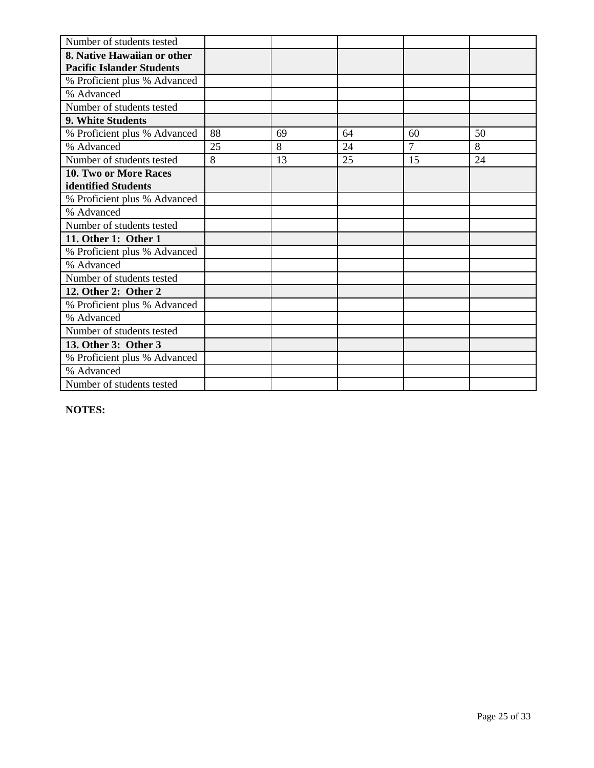| | | | | | |
|---|---|---|---|---|---|
| Number of students tested | | | | | |
| **8. Native Hawaiian or other Pacific Islander Students** | | | | | |
| % Proficient plus % Advanced | | | | | |
| % Advanced | | | | | |
| Number of students tested | | | | | |
| **9. White Students** | | | | | |
| % Proficient plus % Advanced | 88 | 69 | 64 | 60 | 50 |
| % Advanced | 25 | 8 | 24 | 7 | 8 |
| Number of students tested | 8 | 13 | 25 | 15 | 24 |
| **10. Two or More Races identified Students** | | | | | |
| % Proficient plus % Advanced | | | | | |
| % Advanced | | | | | |
| Number of students tested | | | | | |
| **11. Other 1: Other 1** | | | | | |
| % Proficient plus % Advanced | | | | | |
| % Advanced | | | | | |
| Number of students tested | | | | | |
| **12. Other 2: Other 2** | | | | | |
| % Proficient plus % Advanced | | | | | |
| % Advanced | | | | | |
| Number of students tested | | | | | |
| **13. Other 3: Other 3** | | | | | |
| % Proficient plus % Advanced | | | | | |
| % Advanced | | | | | |
| Number of students tested | | | | | |

**NOTES:**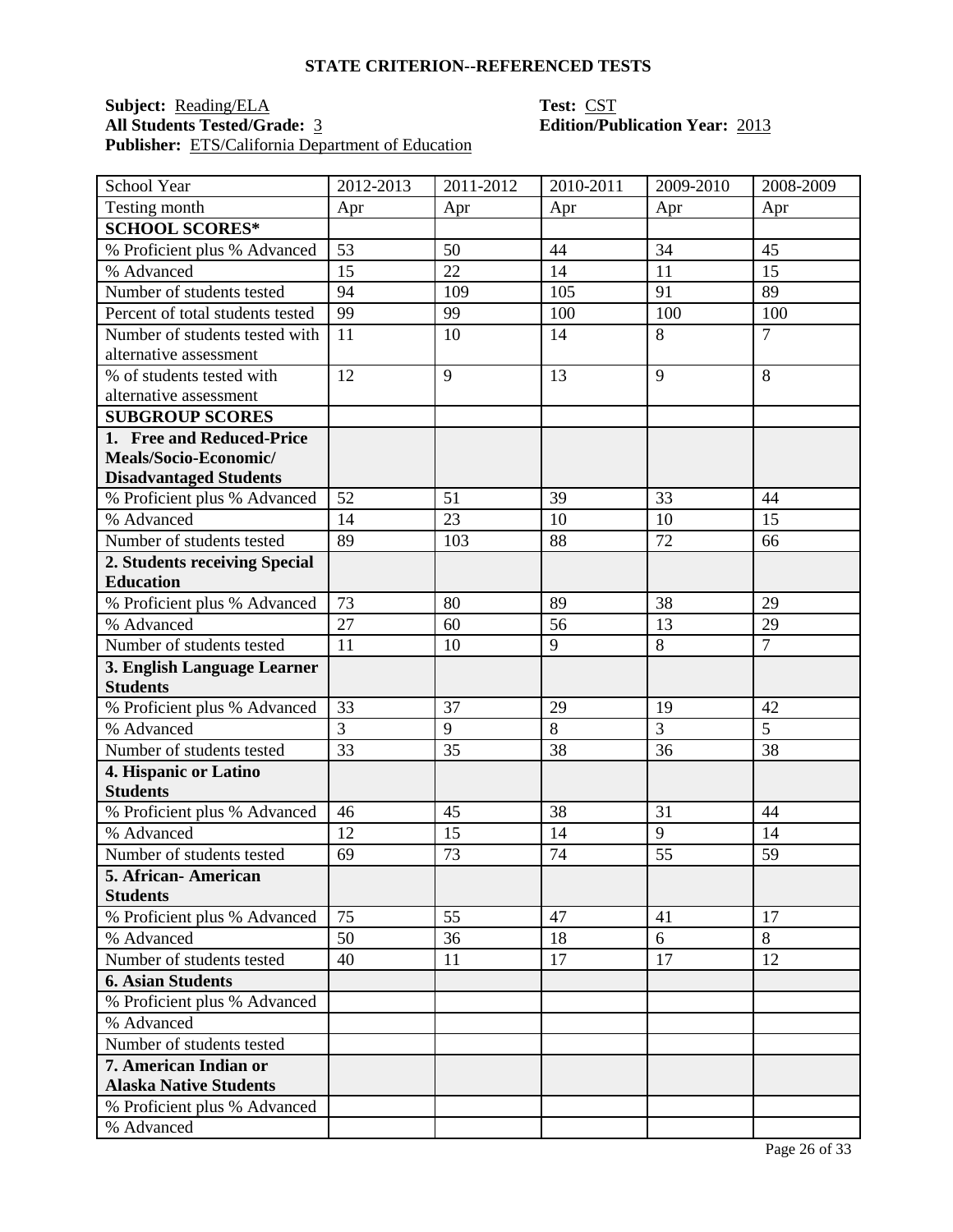## STATE CRITERION--REFERENCED TESTS

**Subject:** Reading/ELA **Test:** CST
**All Students Tested/Grade:** 3 **Edition/Publication Year:** 2013
**Publisher:** ETS/California Department of Education

| School Year | 2012-2013 | 2011-2012 | 2010-2011 | 2009-2010 | 2008-2009 |
|---|---|---|---|---|---|
| Testing month | Apr | Apr | Apr | Apr | Apr |
| **SCHOOL SCORES*** | | | | | |
| % Proficient plus % Advanced | 53 | 50 | 44 | 34 | 45 |
| % Advanced | 15 | 22 | 14 | 11 | 15 |
| Number of students tested | 94 | 109 | 105 | 91 | 89 |
| Percent of total students tested | 99 | 99 | 100 | 100 | 100 |
| Number of students tested with alternative assessment | 11 | 10 | 14 | 8 | 7 |
| % of students tested with alternative assessment | 12 | 9 | 13 | 9 | 8 |
| **SUBGROUP SCORES** | | | | | |
| **1. Free and Reduced-Price Meals/Socio-Economic/ Disadvantaged Students** | | | | | |
| % Proficient plus % Advanced | 52 | 51 | 39 | 33 | 44 |
| % Advanced | 14 | 23 | 10 | 10 | 15 |
| Number of students tested | 89 | 103 | 88 | 72 | 66 |
| **2. Students receiving Special Education** | | | | | |
| % Proficient plus % Advanced | 73 | 80 | 89 | 38 | 29 |
| % Advanced | 27 | 60 | 56 | 13 | 29 |
| Number of students tested | 11 | 10 | 9 | 8 | 7 |
| **3. English Language Learner Students** | | | | | |
| % Proficient plus % Advanced | 33 | 37 | 29 | 19 | 42 |
| % Advanced | 3 | 9 | 8 | 3 | 5 |
| Number of students tested | 33 | 35 | 38 | 36 | 38 |
| **4. Hispanic or Latino Students** | | | | | |
| % Proficient plus % Advanced | 46 | 45 | 38 | 31 | 44 |
| % Advanced | 12 | 15 | 14 | 9 | 14 |
| Number of students tested | 69 | 73 | 74 | 55 | 59 |
| **5. African- American Students** | | | | | |
| % Proficient plus % Advanced | 75 | 55 | 47 | 41 | 17 |
| % Advanced | 50 | 36 | 18 | 6 | 8 |
| Number of students tested | 40 | 11 | 17 | 17 | 12 |
| **6. Asian Students** | | | | | |
| % Proficient plus % Advanced | | | | | |
| % Advanced | | | | | |
| Number of students tested | | | | | |
| **7. American Indian or Alaska Native Students** | | | | | |
| % Proficient plus % Advanced | | | | | |
| % Advanced | | | | | |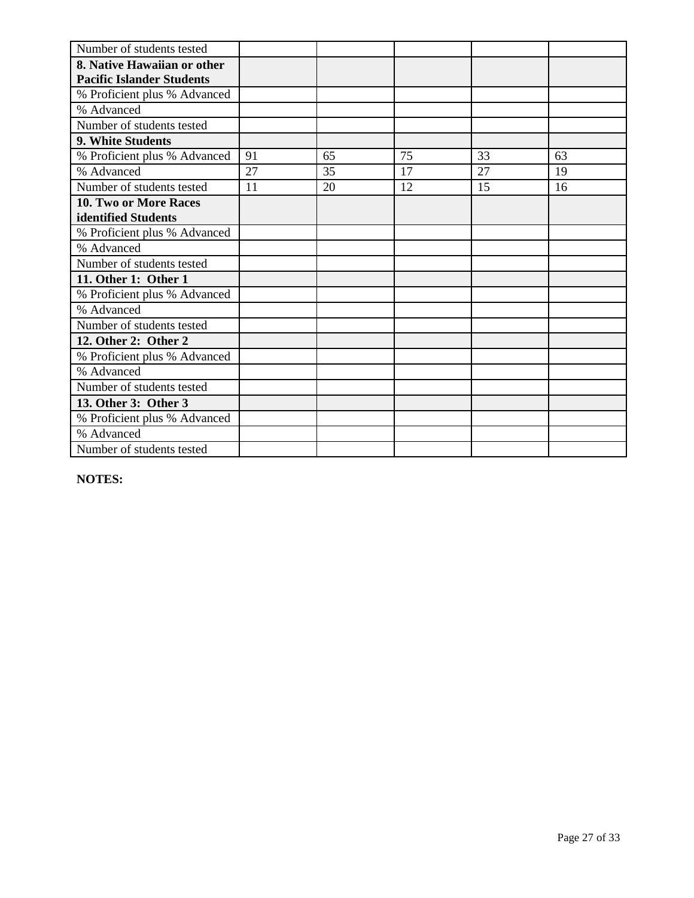| Number of students tested | | | | | |
|---|---|---|---|---|---|
| **8. Native Hawaiian or other Pacific Islander Students** | | | | | |
| % Proficient plus % Advanced | | | | | |
| % Advanced | | | | | |
| Number of students tested | | | | | |
| **9. White Students** | | | | | |
| % Proficient plus % Advanced | 91 | 65 | 75 | 33 | 63 |
| % Advanced | 27 | 35 | 17 | 27 | 19 |
| Number of students tested | 11 | 20 | 12 | 15 | 16 |
| **10. Two or More Races identified Students** | | | | | |
| % Proficient plus % Advanced | | | | | |
| % Advanced | | | | | |
| Number of students tested | | | | | |
| **11. Other 1: Other 1** | | | | | |
| % Proficient plus % Advanced | | | | | |
| % Advanced | | | | | |
| Number of students tested | | | | | |
| **12. Other 2: Other 2** | | | | | |
| % Proficient plus % Advanced | | | | | |
| % Advanced | | | | | |
| Number of students tested | | | | | |
| **13. Other 3: Other 3** | | | | | |
| % Proficient plus % Advanced | | | | | |
| % Advanced | | | | | |
| Number of students tested | | | | | |

**NOTES:**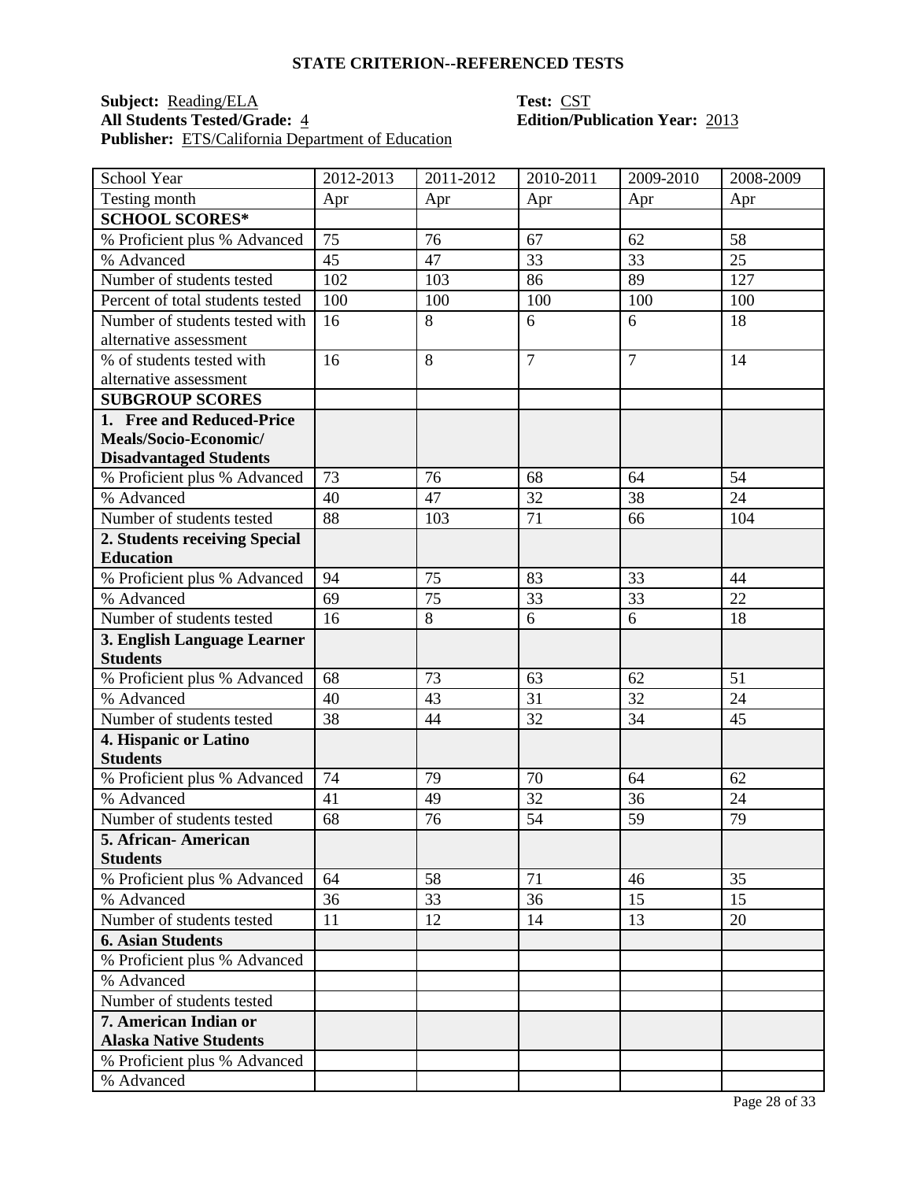### STATE CRITERION--REFERENCED TESTS

**Subject:** Reading/ELA  **Test:** CST
**All Students Tested/Grade:** 4  **Edition/Publication Year:** 2013
**Publisher:** ETS/California Department of Education

| School Year | 2012-2013 | 2011-2012 | 2010-2011 | 2009-2010 | 2008-2009 |
|---|---|---|---|---|---|
| Testing month | Apr | Apr | Apr | Apr | Apr |
| **SCHOOL SCORES*** | | | | | |
| % Proficient plus % Advanced | 75 | 76 | 67 | 62 | 58 |
| % Advanced | 45 | 47 | 33 | 33 | 25 |
| Number of students tested | 102 | 103 | 86 | 89 | 127 |
| Percent of total students tested | 100 | 100 | 100 | 100 | 100 |
| Number of students tested with alternative assessment | 16 | 8 | 6 | 6 | 18 |
| % of students tested with alternative assessment | 16 | 8 | 7 | 7 | 14 |
| **SUBGROUP SCORES** | | | | | |
| **1. Free and Reduced-Price Meals/Socio-Economic/ Disadvantaged Students** | | | | | |
| % Proficient plus % Advanced | 73 | 76 | 68 | 64 | 54 |
| % Advanced | 40 | 47 | 32 | 38 | 24 |
| Number of students tested | 88 | 103 | 71 | 66 | 104 |
| **2. Students receiving Special Education** | | | | | |
| % Proficient plus % Advanced | 94 | 75 | 83 | 33 | 44 |
| % Advanced | 69 | 75 | 33 | 33 | 22 |
| Number of students tested | 16 | 8 | 6 | 6 | 18 |
| **3. English Language Learner Students** | | | | | |
| % Proficient plus % Advanced | 68 | 73 | 63 | 62 | 51 |
| % Advanced | 40 | 43 | 31 | 32 | 24 |
| Number of students tested | 38 | 44 | 32 | 34 | 45 |
| **4. Hispanic or Latino Students** | | | | | |
| % Proficient plus % Advanced | 74 | 79 | 70 | 64 | 62 |
| % Advanced | 41 | 49 | 32 | 36 | 24 |
| Number of students tested | 68 | 76 | 54 | 59 | 79 |
| **5. African- American Students** | | | | | |
| % Proficient plus % Advanced | 64 | 58 | 71 | 46 | 35 |
| % Advanced | 36 | 33 | 36 | 15 | 15 |
| Number of students tested | 11 | 12 | 14 | 13 | 20 |
| **6. Asian Students** | | | | | |
| % Proficient plus % Advanced | | | | | |
| % Advanced | | | | | |
| Number of students tested | | | | | |
| **7. American Indian or Alaska Native Students** | | | | | |
| % Proficient plus % Advanced | | | | | |
| % Advanced | | | | | |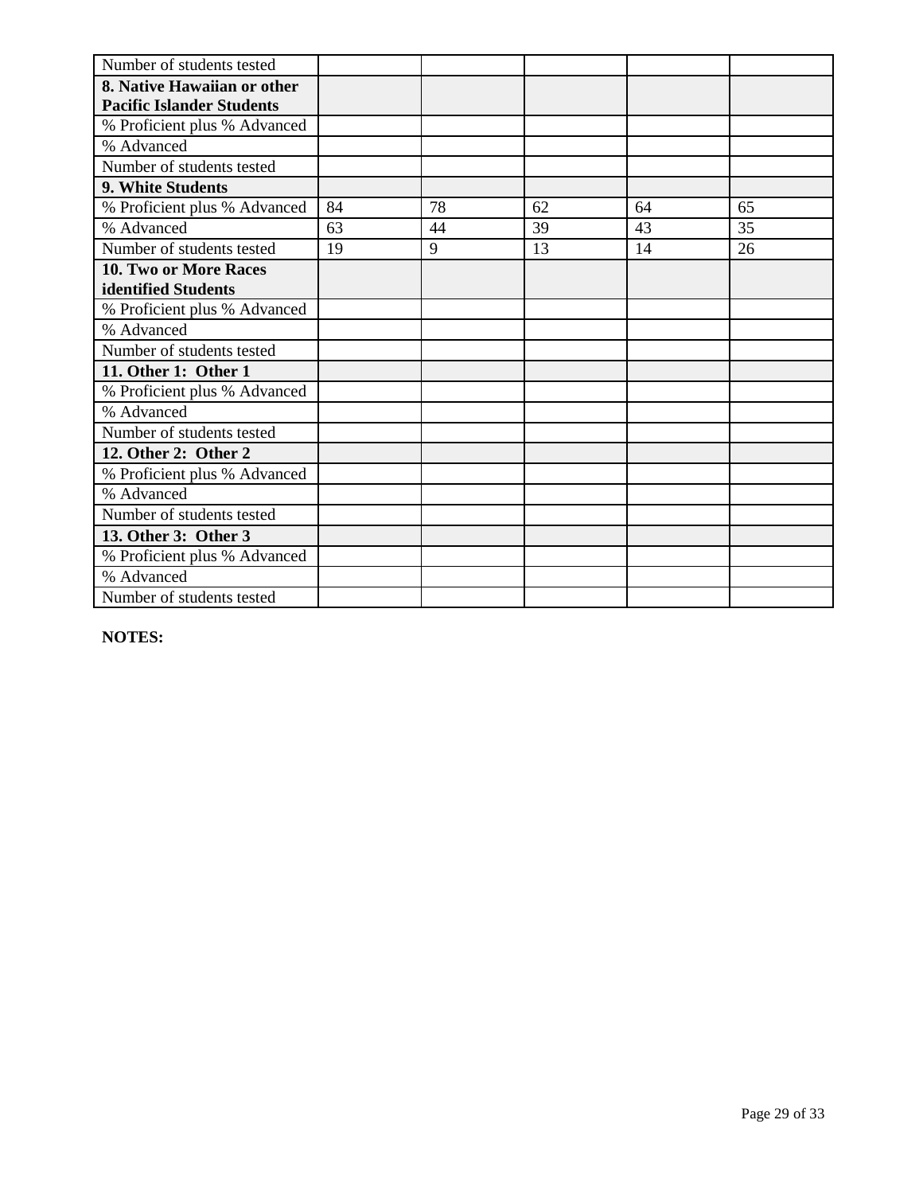| Number of students tested | | | | | |
|---|---|---|---|---|---|
| **8. Native Hawaiian or other Pacific Islander Students** | | | | | |
| % Proficient plus % Advanced | | | | | |
| % Advanced | | | | | |
| Number of students tested | | | | | |
| **9. White Students** | | | | | |
| % Proficient plus % Advanced | 84 | 78 | 62 | 64 | 65 |
| % Advanced | 63 | 44 | 39 | 43 | 35 |
| Number of students tested | 19 | 9 | 13 | 14 | 26 |
| **10. Two or More Races identified Students** | | | | | |
| % Proficient plus % Advanced | | | | | |
| % Advanced | | | | | |
| Number of students tested | | | | | |
| **11. Other 1: Other 1** | | | | | |
| % Proficient plus % Advanced | | | | | |
| % Advanced | | | | | |
| Number of students tested | | | | | |
| **12. Other 2: Other 2** | | | | | |
| % Proficient plus % Advanced | | | | | |
| % Advanced | | | | | |
| Number of students tested | | | | | |
| **13. Other 3: Other 3** | | | | | |
| % Proficient plus % Advanced | | | | | |
| % Advanced | | | | | |
| Number of students tested | | | | | |

**NOTES:**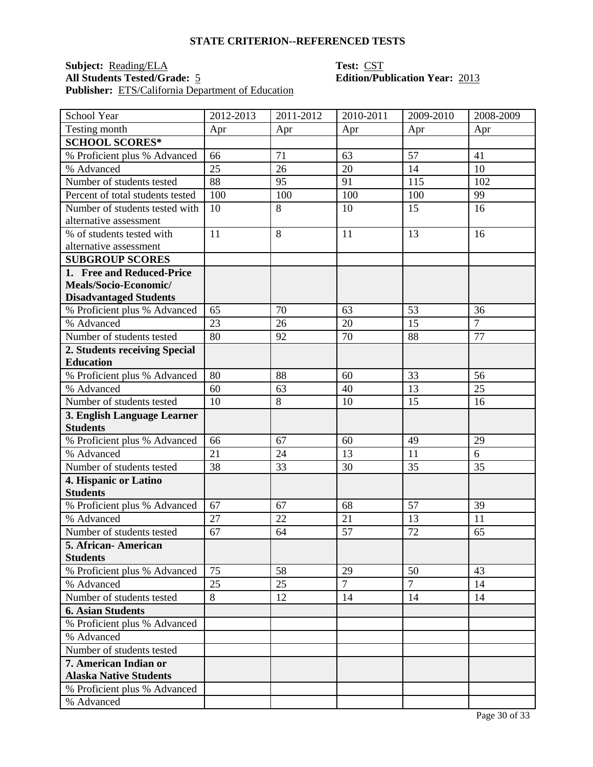## STATE CRITERION--REFERENCED TESTS

**Subject:** Reading/ELA  **Test:** CST
**All Students Tested/Grade:** 5  **Edition/Publication Year:** 2013
**Publisher:** ETS/California Department of Education

| School Year | 2012-2013 | 2011-2012 | 2010-2011 | 2009-2010 | 2008-2009 |
|---|---|---|---|---|---|
| Testing month | Apr | Apr | Apr | Apr | Apr |
| **SCHOOL SCORES*** | | | | | |
| % Proficient plus % Advanced | 66 | 71 | 63 | 57 | 41 |
| % Advanced | 25 | 26 | 20 | 14 | 10 |
| Number of students tested | 88 | 95 | 91 | 115 | 102 |
| Percent of total students tested | 100 | 100 | 100 | 100 | 99 |
| Number of students tested with alternative assessment | 10 | 8 | 10 | 15 | 16 |
| % of students tested with alternative assessment | 11 | 8 | 11 | 13 | 16 |
| **SUBGROUP SCORES** | | | | | |
| **1. Free and Reduced-Price Meals/Socio-Economic/ Disadvantaged Students** | | | | | |
| % Proficient plus % Advanced | 65 | 70 | 63 | 53 | 36 |
| % Advanced | 23 | 26 | 20 | 15 | 7 |
| Number of students tested | 80 | 92 | 70 | 88 | 77 |
| **2. Students receiving Special Education** | | | | | |
| % Proficient plus % Advanced | 80 | 88 | 60 | 33 | 56 |
| % Advanced | 60 | 63 | 40 | 13 | 25 |
| Number of students tested | 10 | 8 | 10 | 15 | 16 |
| **3. English Language Learner Students** | | | | | |
| % Proficient plus % Advanced | 66 | 67 | 60 | 49 | 29 |
| % Advanced | 21 | 24 | 13 | 11 | 6 |
| Number of students tested | 38 | 33 | 30 | 35 | 35 |
| **4. Hispanic or Latino Students** | | | | | |
| % Proficient plus % Advanced | 67 | 67 | 68 | 57 | 39 |
| % Advanced | 27 | 22 | 21 | 13 | 11 |
| Number of students tested | 67 | 64 | 57 | 72 | 65 |
| **5. African- American Students** | | | | | |
| % Proficient plus % Advanced | 75 | 58 | 29 | 50 | 43 |
| % Advanced | 25 | 25 | 7 | 7 | 14 |
| Number of students tested | 8 | 12 | 14 | 14 | 14 |
| **6. Asian Students** | | | | | |
| % Proficient plus % Advanced | | | | | |
| % Advanced | | | | | |
| Number of students tested | | | | | |
| **7. American Indian or Alaska Native Students** | | | | | |
| % Proficient plus % Advanced | | | | | |
| % Advanced | | | | | |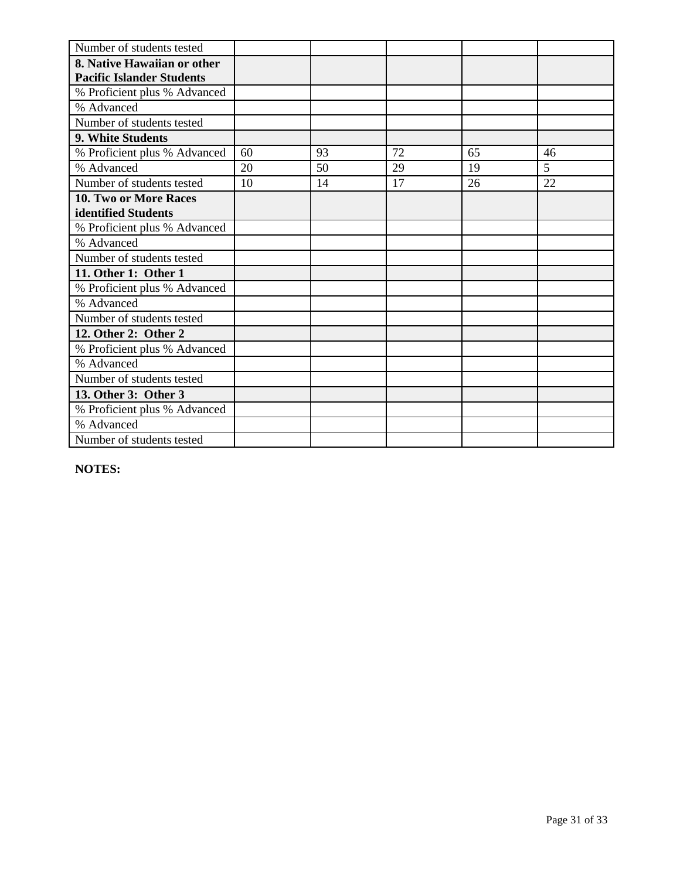| Number of students tested | | | | | |
|---|---|---|---|---|---|
| **8. Native Hawaiian or other Pacific Islander Students** | | | | | |
| % Proficient plus % Advanced | | | | | |
| % Advanced | | | | | |
| Number of students tested | | | | | |
| **9. White Students** | | | | | |
| % Proficient plus % Advanced | 60 | 93 | 72 | 65 | 46 |
| % Advanced | 20 | 50 | 29 | 19 | 5 |
| Number of students tested | 10 | 14 | 17 | 26 | 22 |
| **10. Two or More Races identified Students** | | | | | |
| % Proficient plus % Advanced | | | | | |
| % Advanced | | | | | |
| Number of students tested | | | | | |
| **11. Other 1: Other 1** | | | | | |
| % Proficient plus % Advanced | | | | | |
| % Advanced | | | | | |
| Number of students tested | | | | | |
| **12. Other 2: Other 2** | | | | | |
| % Proficient plus % Advanced | | | | | |
| % Advanced | | | | | |
| Number of students tested | | | | | |
| **13. Other 3: Other 3** | | | | | |
| % Proficient plus % Advanced | | | | | |
| % Advanced | | | | | |
| Number of students tested | | | | | |

**NOTES:**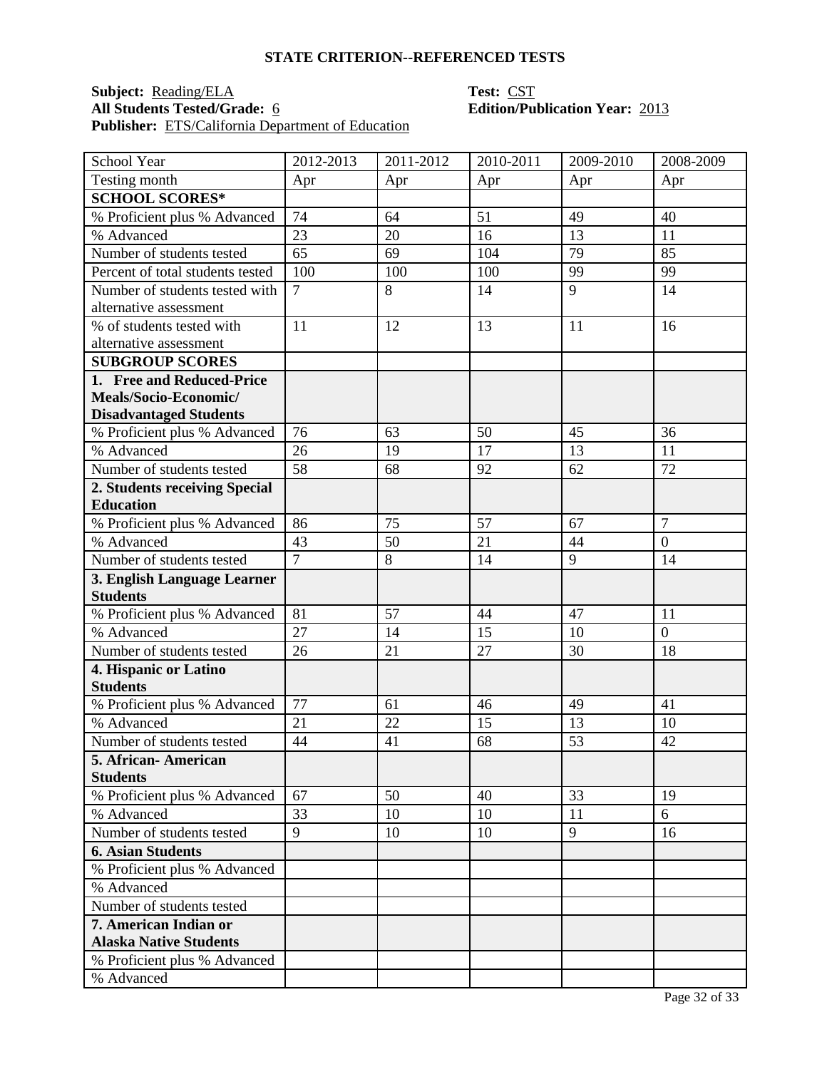### STATE CRITERION--REFERENCED TESTS

**Subject:** Reading/ELA **Test:** CST
**All Students Tested/Grade:** 6 **Edition/Publication Year:** 2013
**Publisher:** ETS/California Department of Education

| School Year | 2012-2013 | 2011-2012 | 2010-2011 | 2009-2010 | 2008-2009 |
|---|---|---|---|---|---|
| Testing month | Apr | Apr | Apr | Apr | Apr |
| **SCHOOL SCORES*** | | | | | |
| % Proficient plus % Advanced | 74 | 64 | 51 | 49 | 40 |
| % Advanced | 23 | 20 | 16 | 13 | 11 |
| Number of students tested | 65 | 69 | 104 | 79 | 85 |
| Percent of total students tested | 100 | 100 | 100 | 99 | 99 |
| Number of students tested with alternative assessment | 7 | 8 | 14 | 9 | 14 |
| % of students tested with alternative assessment | 11 | 12 | 13 | 11 | 16 |
| **SUBGROUP SCORES** | | | | | |
| **1. Free and Reduced-Price Meals/Socio-Economic/ Disadvantaged Students** | | | | | |
| % Proficient plus % Advanced | 76 | 63 | 50 | 45 | 36 |
| % Advanced | 26 | 19 | 17 | 13 | 11 |
| Number of students tested | 58 | 68 | 92 | 62 | 72 |
| **2. Students receiving Special Education** | | | | | |
| % Proficient plus % Advanced | 86 | 75 | 57 | 67 | 7 |
| % Advanced | 43 | 50 | 21 | 44 | 0 |
| Number of students tested | 7 | 8 | 14 | 9 | 14 |
| **3. English Language Learner Students** | | | | | |
| % Proficient plus % Advanced | 81 | 57 | 44 | 47 | 11 |
| % Advanced | 27 | 14 | 15 | 10 | 0 |
| Number of students tested | 26 | 21 | 27 | 30 | 18 |
| **4. Hispanic or Latino Students** | | | | | |
| % Proficient plus % Advanced | 77 | 61 | 46 | 49 | 41 |
| % Advanced | 21 | 22 | 15 | 13 | 10 |
| Number of students tested | 44 | 41 | 68 | 53 | 42 |
| **5. African- American Students** | | | | | |
| % Proficient plus % Advanced | 67 | 50 | 40 | 33 | 19 |
| % Advanced | 33 | 10 | 10 | 11 | 6 |
| Number of students tested | 9 | 10 | 10 | 9 | 16 |
| **6. Asian Students** | | | | | |
| % Proficient plus % Advanced | | | | | |
| % Advanced | | | | | |
| Number of students tested | | | | | |
| **7. American Indian or Alaska Native Students** | | | | | |
| % Proficient plus % Advanced | | | | | |
| % Advanced | | | | | |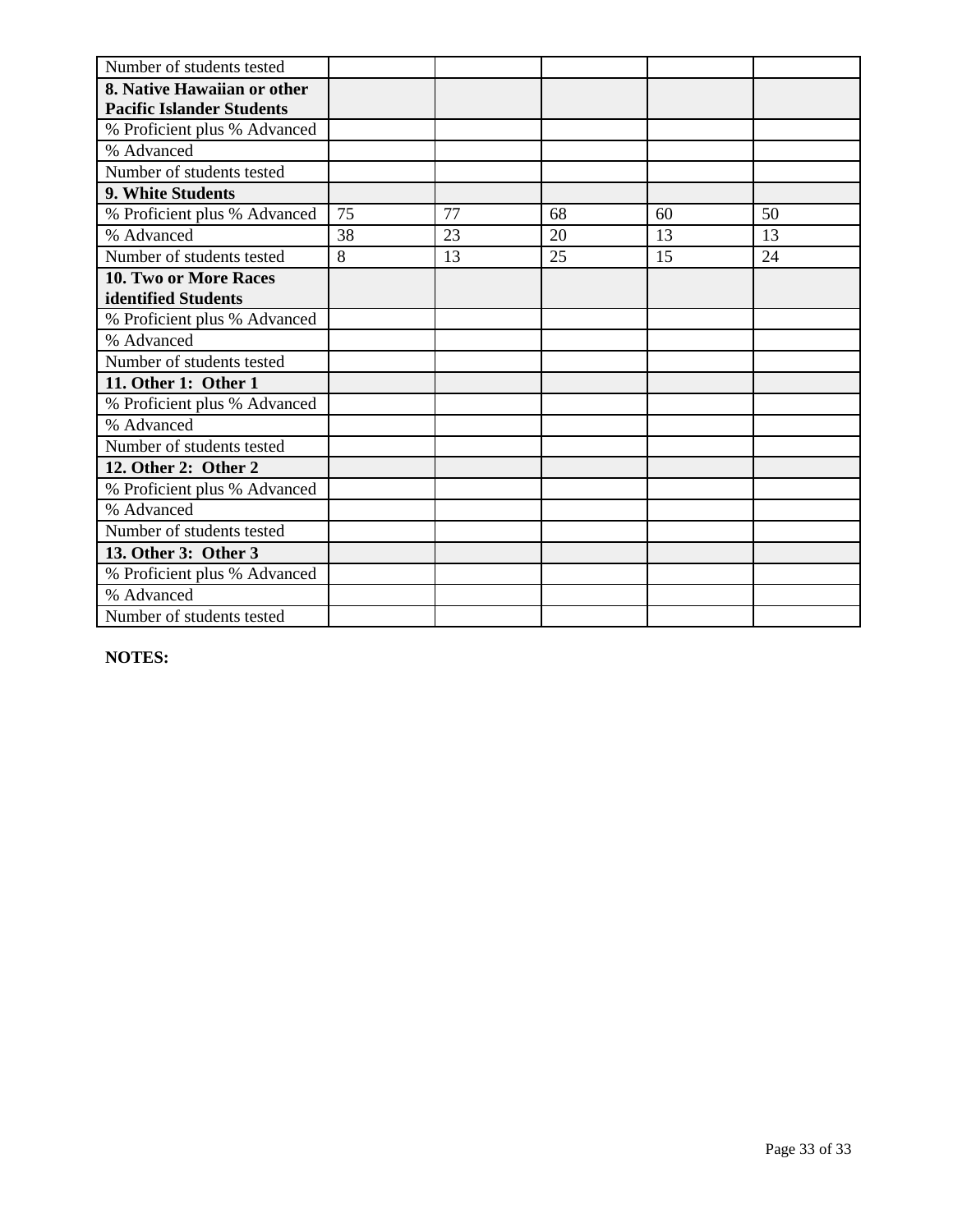| | | | | | |
|---|---|---|---|---|---|
| Number of students tested | | | | | |
| **8. Native Hawaiian or other Pacific Islander Students** | | | | | |
| % Proficient plus % Advanced | | | | | |
| % Advanced | | | | | |
| Number of students tested | | | | | |
| **9. White Students** | | | | | |
| % Proficient plus % Advanced | 75 | 77 | 68 | 60 | 50 |
| % Advanced | 38 | 23 | 20 | 13 | 13 |
| Number of students tested | 8 | 13 | 25 | 15 | 24 |
| **10. Two or More Races identified Students** | | | | | |
| % Proficient plus % Advanced | | | | | |
| % Advanced | | | | | |
| Number of students tested | | | | | |
| **11. Other 1: Other 1** | | | | | |
| % Proficient plus % Advanced | | | | | |
| % Advanced | | | | | |
| Number of students tested | | | | | |
| **12. Other 2: Other 2** | | | | | |
| % Proficient plus % Advanced | | | | | |
| % Advanced | | | | | |
| Number of students tested | | | | | |
| **13. Other 3: Other 3** | | | | | |
| % Proficient plus % Advanced | | | | | |
| % Advanced | | | | | |
| Number of students tested | | | | | |

**NOTES:**